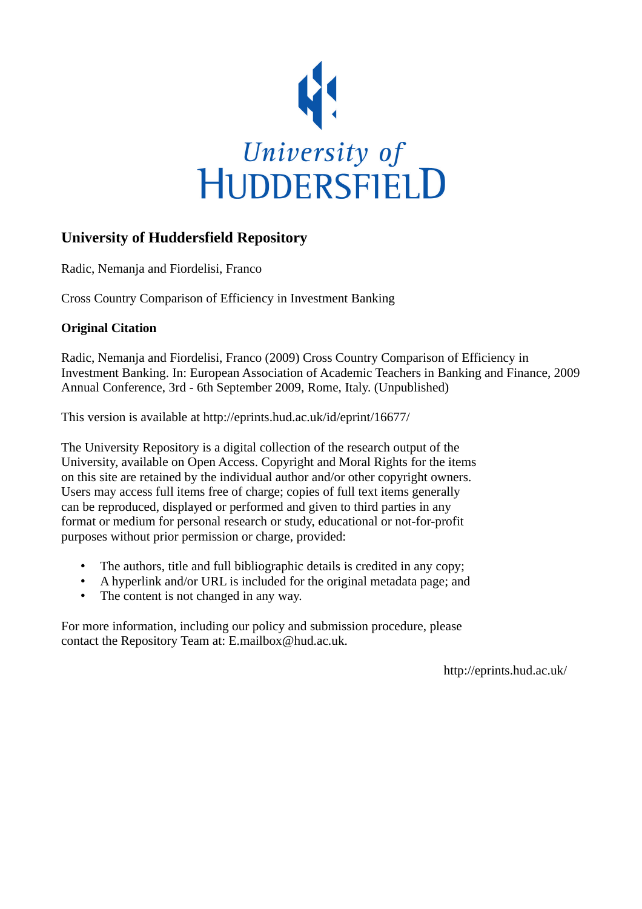University of HUDDERSFIELD

## University of Huddersfield Repository

Radic, Nemanja and Fiordelisi, Franco

Cross Country Comparison of Efficiency in Investment Banking

### Original Citation

Radic, Nemanja and Fiordelisi, Franco (2009) Cross Country Comparison of Efficiency in Investment Banking. In: European Association of Academic Teachers in Banking and Finance, 2009 Annual Conference, 3rd - 6th September 2009, Rome, Italy. (Unpublished)

This version is available at http://eprints.hud.ac.uk/id/eprint/16677/

The University Repository is a digital collection of the research output of the University, available on Open Access. Copyright and Moral Rights for the items on this site are retained by the individual author and/or other copyright owners. Users may access full items free of charge; copies of full text items generally can be reproduced, displayed or performed and given to third parties in any format or medium for personal research or study, educational or not-for-profit purposes without prior permission or charge, provided:

- The authors, title and full bibliographic details is credited in any copy;
- A hyperlink and/or URL is included for the original metadata page; and
- The content is not changed in any way.

For more information, including our policy and submission procedure, please contact the Repository Team at: E.mailbox@hud.ac.uk.

http://eprints.hud.ac.uk/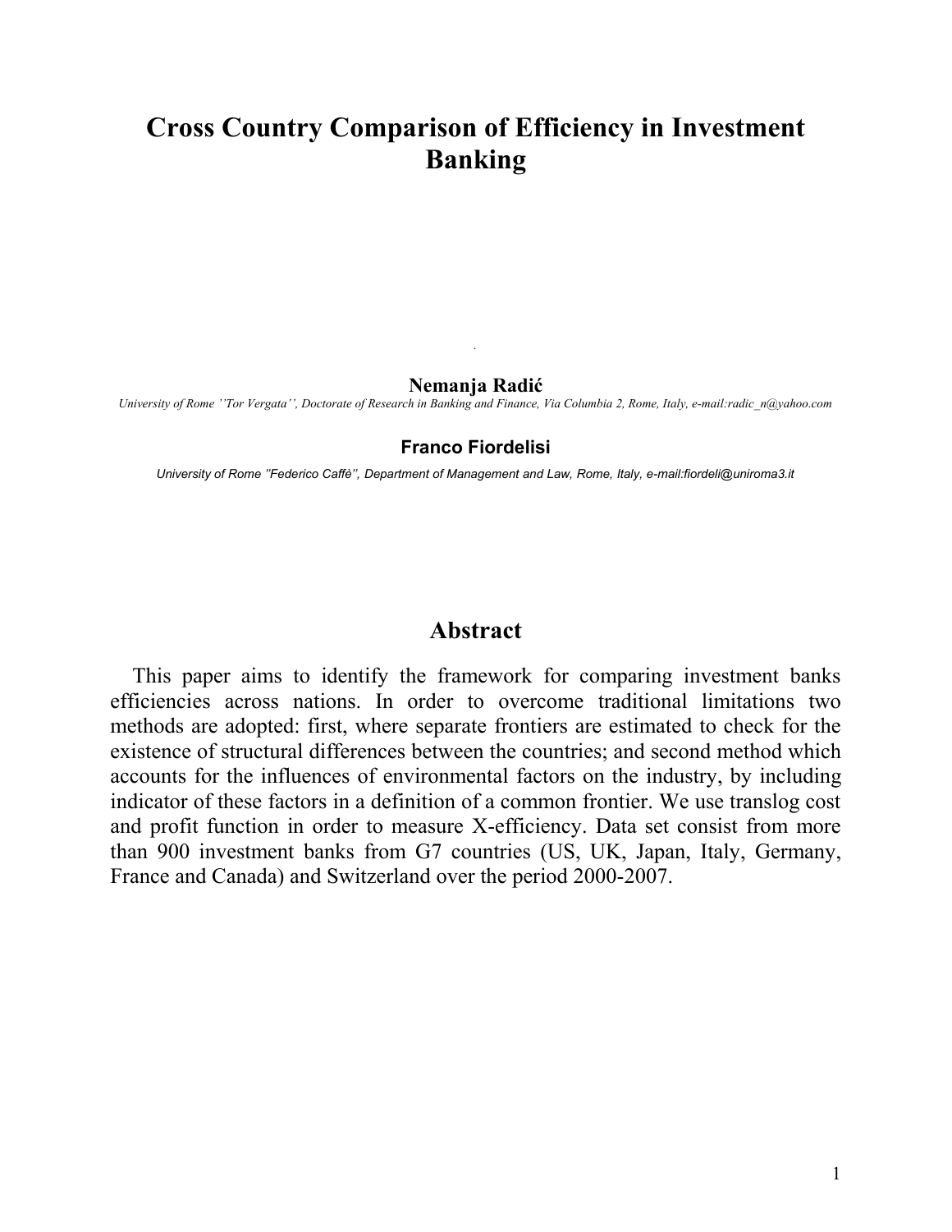# Cross Country Comparison of Efficiency in Investment Banking

**Nemanja Radić**

*University of Rome ''Tor Vergata'', Doctorate of Research in Banking and Finance, Via Columbia 2, Rome, Italy, e-mail:radic_n@yahoo.com*

**Franco Fiordelisi**

*University of Rome ''Federico Caffè'', Department of Management and Law, Rome, Italy, e-mail:fiordeli@uniroma3.it*

## Abstract

This paper aims to identify the framework for comparing investment banks efficiencies across nations. In order to overcome traditional limitations two methods are adopted: first, where separate frontiers are estimated to check for the existence of structural differences between the countries; and second method which accounts for the influences of environmental factors on the industry, by including indicator of these factors in a definition of a common frontier. We use translog cost and profit function in order to measure X-efficiency. Data set consist from more than 900 investment banks from G7 countries (US, UK, Japan, Italy, Germany, France and Canada) and Switzerland over the period 2000-2007.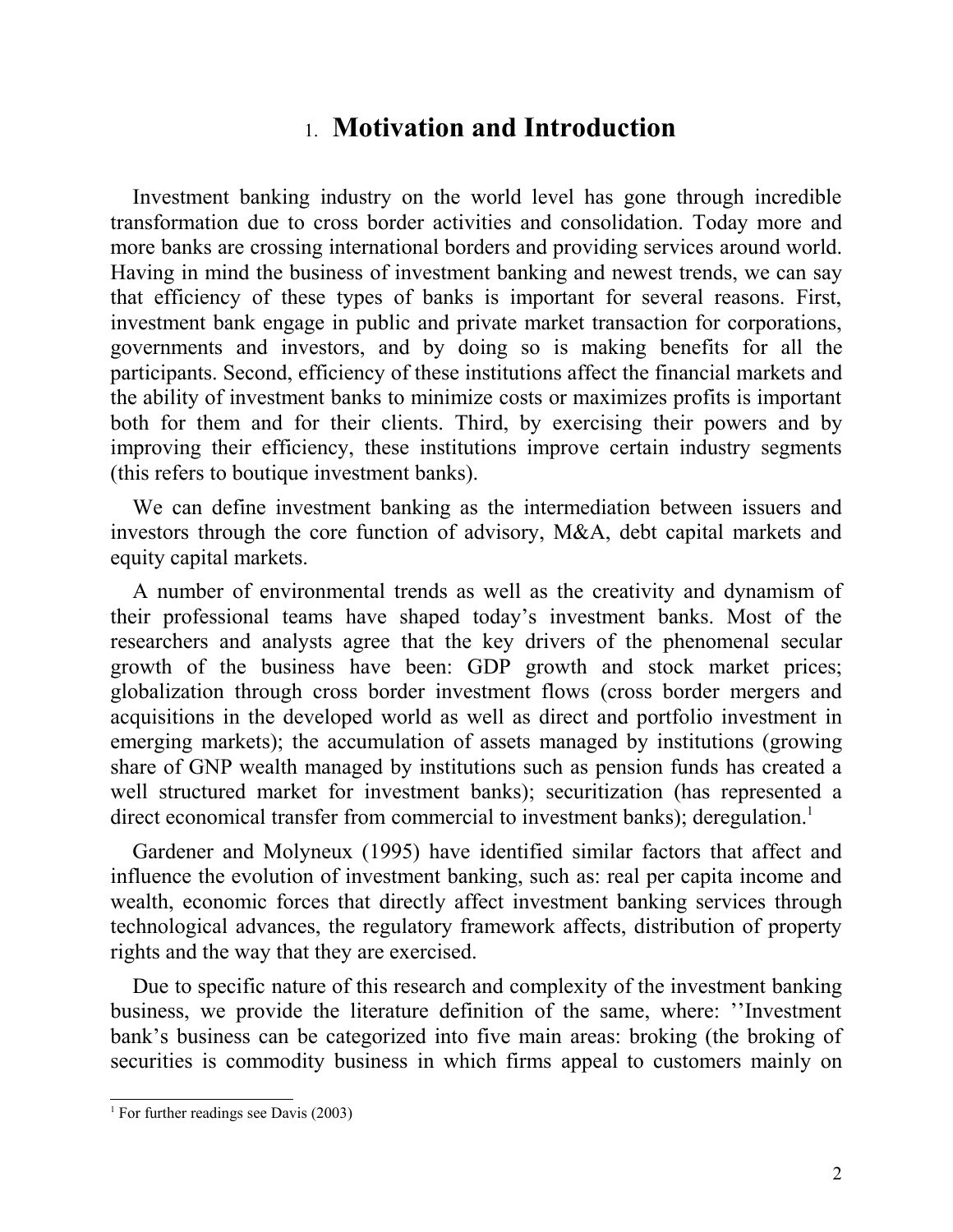// 1. Motivation and Introduction

Investment banking industry on the world level has gone through incredible transformation due to cross border activities and consolidation. Today more and more banks are crossing international borders and providing services around world. Having in mind the business of investment banking and newest trends, we can say that efficiency of these types of banks is important for several reasons. First, investment bank engage in public and private market transaction for corporations, governments and investors, and by doing so is making benefits for all the participants. Second, efficiency of these institutions affect the financial markets and the ability of investment banks to minimize costs or maximizes profits is important both for them and for their clients. Third, by exercising their powers and by improving their efficiency, these institutions improve certain industry segments (this refers to boutique investment banks).

We can define investment banking as the intermediation between issuers and investors through the core function of advisory, M&A, debt capital markets and equity capital markets.

A number of environmental trends as well as the creativity and dynamism of their professional teams have shaped today's investment banks. Most of the researchers and analysts agree that the key drivers of the phenomenal secular growth of the business have been: GDP growth and stock market prices; globalization through cross border investment flows (cross border mergers and acquisitions in the developed world as well as direct and portfolio investment in emerging markets); the accumulation of assets managed by institutions (growing share of GNP wealth managed by institutions such as pension funds has created a well structured market for investment banks); securitization (has represented a direct economical transfer from commercial to investment banks); deregulation.[1]

Gardener and Molyneux (1995) have identified similar factors that affect and influence the evolution of investment banking, such as: real per capita income and wealth, economic forces that directly affect investment banking services through technological advances, the regulatory framework affects, distribution of property rights and the way that they are exercised.

Due to specific nature of this research and complexity of the investment banking business, we provide the literature definition of the same, where: ''Investment bank's business can be categorized into five main areas: broking (the broking of securities is commodity business in which firms appeal to customers mainly on

[1] For further readings see Davis (2003)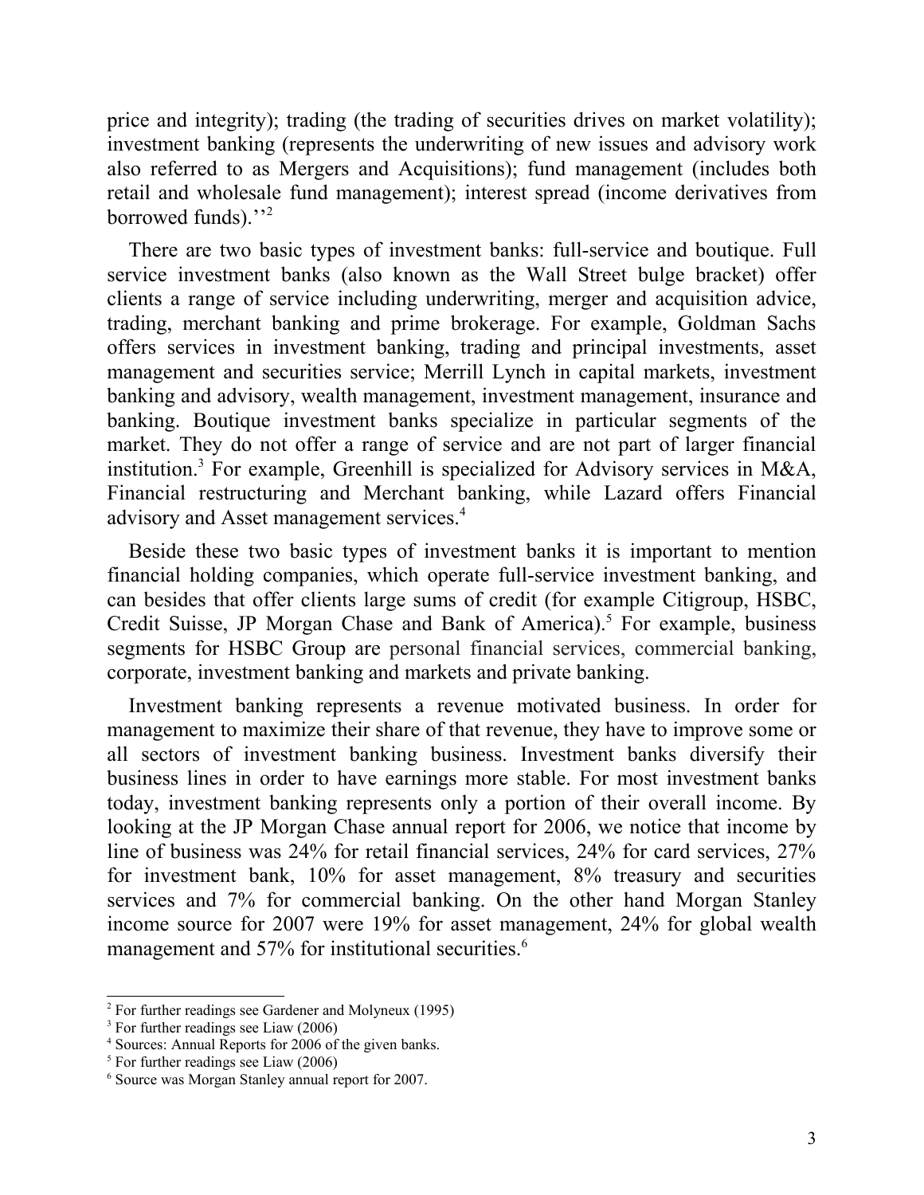price and integrity); trading (the trading of securities drives on market volatility); investment banking (represents the underwriting of new issues and advisory work also referred to as Mergers and Acquisitions); fund management (includes both retail and wholesale fund management); interest spread (income derivatives from borrowed funds).''[2]

There are two basic types of investment banks: full-service and boutique. Full service investment banks (also known as the Wall Street bulge bracket) offer clients a range of service including underwriting, merger and acquisition advice, trading, merchant banking and prime brokerage. For example, Goldman Sachs offers services in investment banking, trading and principal investments, asset management and securities service; Merrill Lynch in capital markets, investment banking and advisory, wealth management, investment management, insurance and banking. Boutique investment banks specialize in particular segments of the market. They do not offer a range of service and are not part of larger financial institution.[3] For example, Greenhill is specialized for Advisory services in M&A, Financial restructuring and Merchant banking, while Lazard offers Financial advisory and Asset management services.[4]

Beside these two basic types of investment banks it is important to mention financial holding companies, which operate full-service investment banking, and can besides that offer clients large sums of credit (for example Citigroup, HSBC, Credit Suisse, JP Morgan Chase and Bank of America).[5] For example, business segments for HSBC Group are personal financial services, commercial banking, corporate, investment banking and markets and private banking.

Investment banking represents a revenue motivated business. In order for management to maximize their share of that revenue, they have to improve some or all sectors of investment banking business. Investment banks diversify their business lines in order to have earnings more stable. For most investment banks today, investment banking represents only a portion of their overall income. By looking at the JP Morgan Chase annual report for 2006, we notice that income by line of business was 24% for retail financial services, 24% for card services, 27% for investment bank, 10% for asset management, 8% treasury and securities services and 7% for commercial banking. On the other hand Morgan Stanley income source for 2007 were 19% for asset management, 24% for global wealth management and 57% for institutional securities.[6]

[2] For further readings see Gardener and Molyneux (1995)

[3] For further readings see Liaw (2006)

[4] Sources: Annual Reports for 2006 of the given banks.

[5] For further readings see Liaw (2006)

[6] Source was Morgan Stanley annual report for 2007.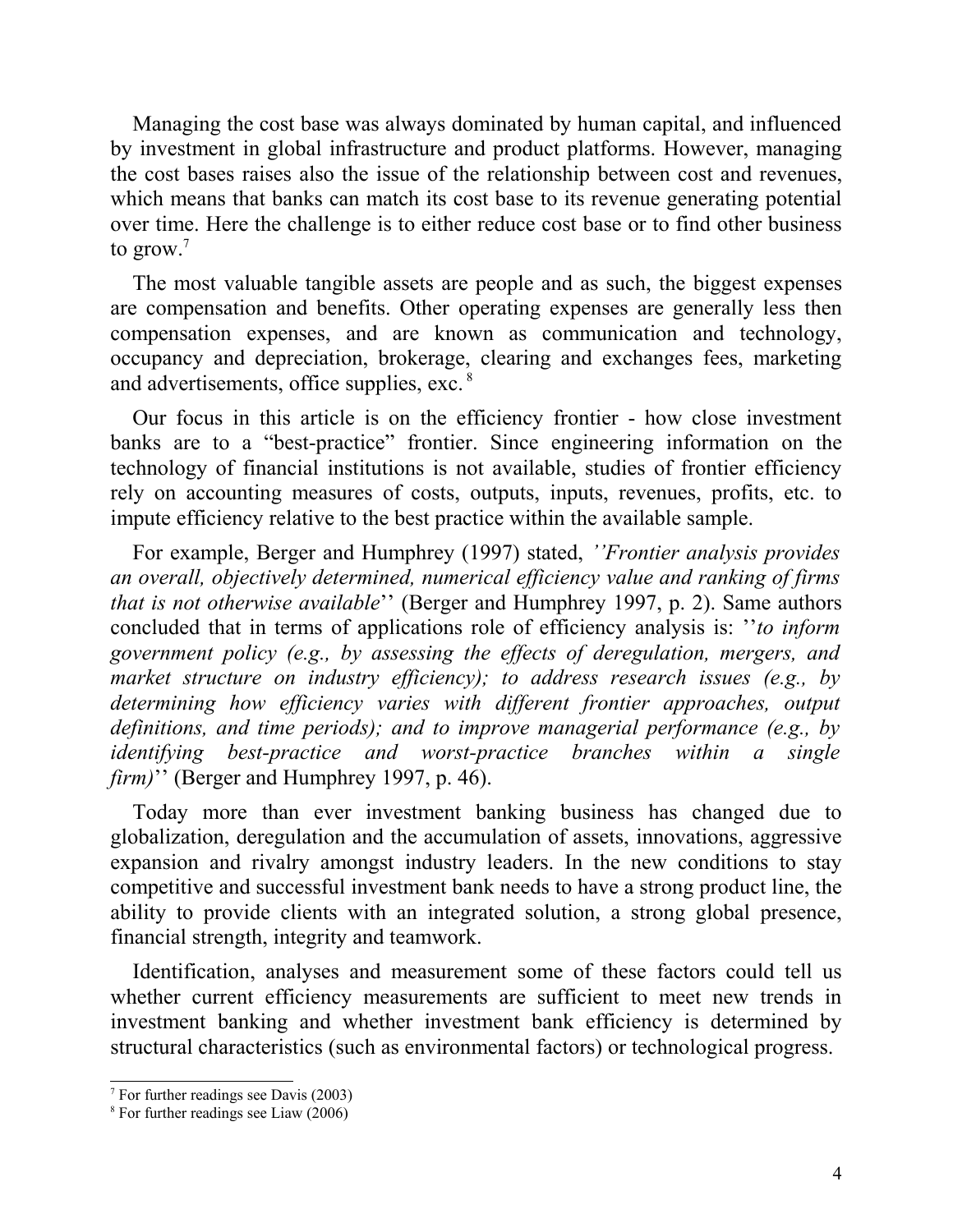Managing the cost base was always dominated by human capital, and influenced by investment in global infrastructure and product platforms. However, managing the cost bases raises also the issue of the relationship between cost and revenues, which means that banks can match its cost base to its revenue generating potential over time. Here the challenge is to either reduce cost base or to find other business to grow.[7]

The most valuable tangible assets are people and as such, the biggest expenses are compensation and benefits. Other operating expenses are generally less then compensation expenses, and are known as communication and technology, occupancy and depreciation, brokerage, clearing and exchanges fees, marketing and advertisements, office supplies, exc. [8]

Our focus in this article is on the efficiency frontier - how close investment banks are to a "best-practice" frontier. Since engineering information on the technology of financial institutions is not available, studies of frontier efficiency rely on accounting measures of costs, outputs, inputs, revenues, profits, etc. to impute efficiency relative to the best practice within the available sample.

For example, Berger and Humphrey (1997) stated, *''Frontier analysis provides an overall, objectively determined, numerical efficiency value and ranking of firms that is not otherwise available*'' (Berger and Humphrey 1997, p. 2). Same authors concluded that in terms of applications role of efficiency analysis is: ''*to inform government policy (e.g., by assessing the effects of deregulation, mergers, and market structure on industry efficiency); to address research issues (e.g., by determining how efficiency varies with different frontier approaches, output definitions, and time periods); and to improve managerial performance (e.g., by identifying best-practice and worst-practice branches within a single firm)*'' (Berger and Humphrey 1997, p. 46).

Today more than ever investment banking business has changed due to globalization, deregulation and the accumulation of assets, innovations, aggressive expansion and rivalry amongst industry leaders. In the new conditions to stay competitive and successful investment bank needs to have a strong product line, the ability to provide clients with an integrated solution, a strong global presence, financial strength, integrity and teamwork.

Identification, analyses and measurement some of these factors could tell us whether current efficiency measurements are sufficient to meet new trends in investment banking and whether investment bank efficiency is determined by structural characteristics (such as environmental factors) or technological progress.

---

[7] For further readings see Davis (2003)

[8] For further readings see Liaw (2006)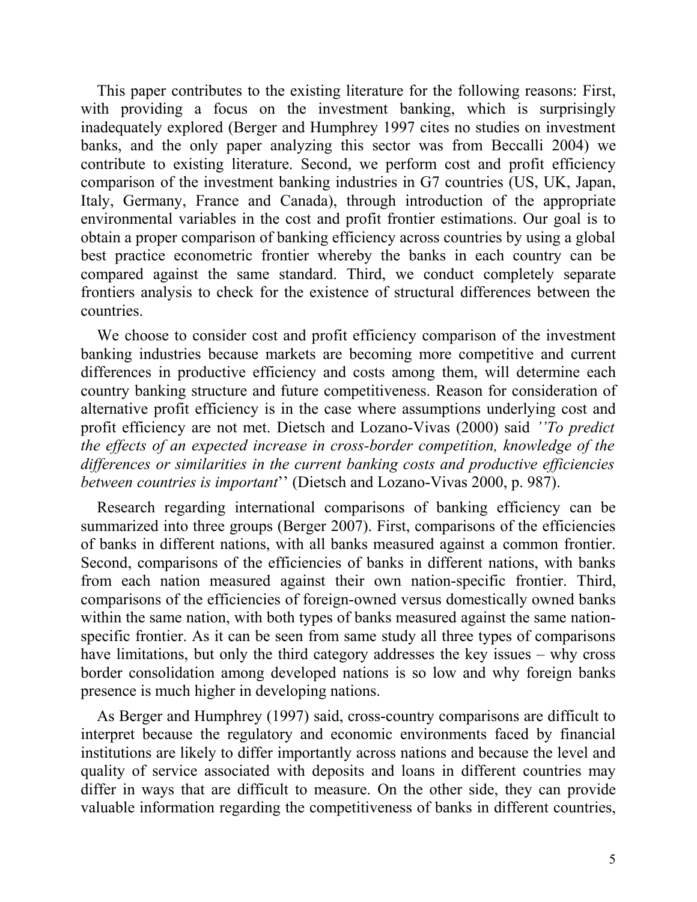This paper contributes to the existing literature for the following reasons: First, with providing a focus on the investment banking, which is surprisingly inadequately explored (Berger and Humphrey 1997 cites no studies on investment banks, and the only paper analyzing this sector was from Beccalli 2004) we contribute to existing literature. Second, we perform cost and profit efficiency comparison of the investment banking industries in G7 countries (US, UK, Japan, Italy, Germany, France and Canada), through introduction of the appropriate environmental variables in the cost and profit frontier estimations. Our goal is to obtain a proper comparison of banking efficiency across countries by using a global best practice econometric frontier whereby the banks in each country can be compared against the same standard. Third, we conduct completely separate frontiers analysis to check for the existence of structural differences between the countries.

We choose to consider cost and profit efficiency comparison of the investment banking industries because markets are becoming more competitive and current differences in productive efficiency and costs among them, will determine each country banking structure and future competitiveness. Reason for consideration of alternative profit efficiency is in the case where assumptions underlying cost and profit efficiency are not met. Dietsch and Lozano-Vivas (2000) said *''To predict the effects of an expected increase in cross-border competition, knowledge of the differences or similarities in the current banking costs and productive efficiencies between countries is important*'' (Dietsch and Lozano-Vivas 2000, p. 987).

Research regarding international comparisons of banking efficiency can be summarized into three groups (Berger 2007). First, comparisons of the efficiencies of banks in different nations, with all banks measured against a common frontier. Second, comparisons of the efficiencies of banks in different nations, with banks from each nation measured against their own nation-specific frontier. Third, comparisons of the efficiencies of foreign-owned versus domestically owned banks within the same nation, with both types of banks measured against the same nation-specific frontier. As it can be seen from same study all three types of comparisons have limitations, but only the third category addresses the key issues – why cross border consolidation among developed nations is so low and why foreign banks presence is much higher in developing nations.

As Berger and Humphrey (1997) said, cross-country comparisons are difficult to interpret because the regulatory and economic environments faced by financial institutions are likely to differ importantly across nations and because the level and quality of service associated with deposits and loans in different countries may differ in ways that are difficult to measure. On the other side, they can provide valuable information regarding the competitiveness of banks in different countries,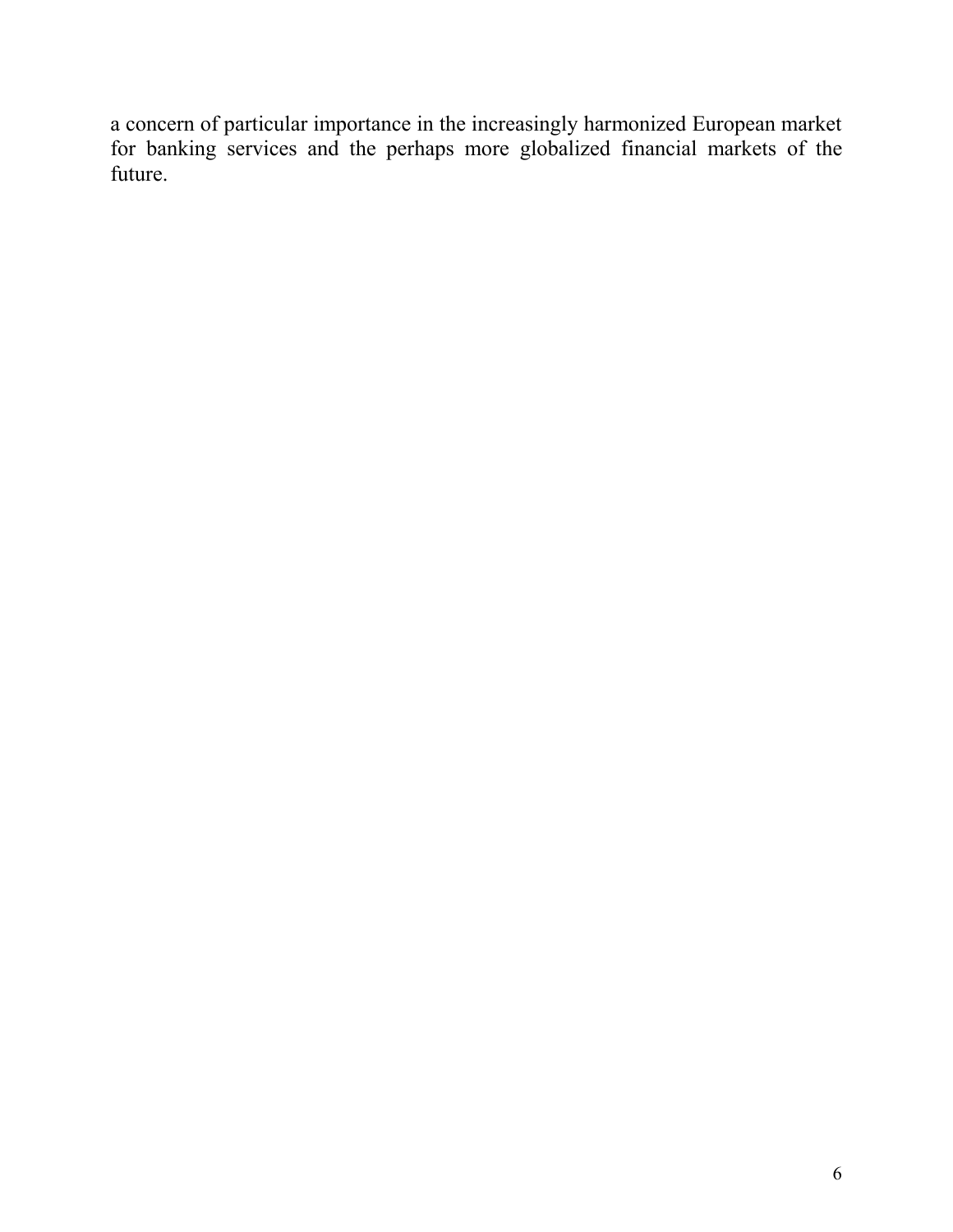a concern of particular importance in the increasingly harmonized European market for banking services and the perhaps more globalized financial markets of the future.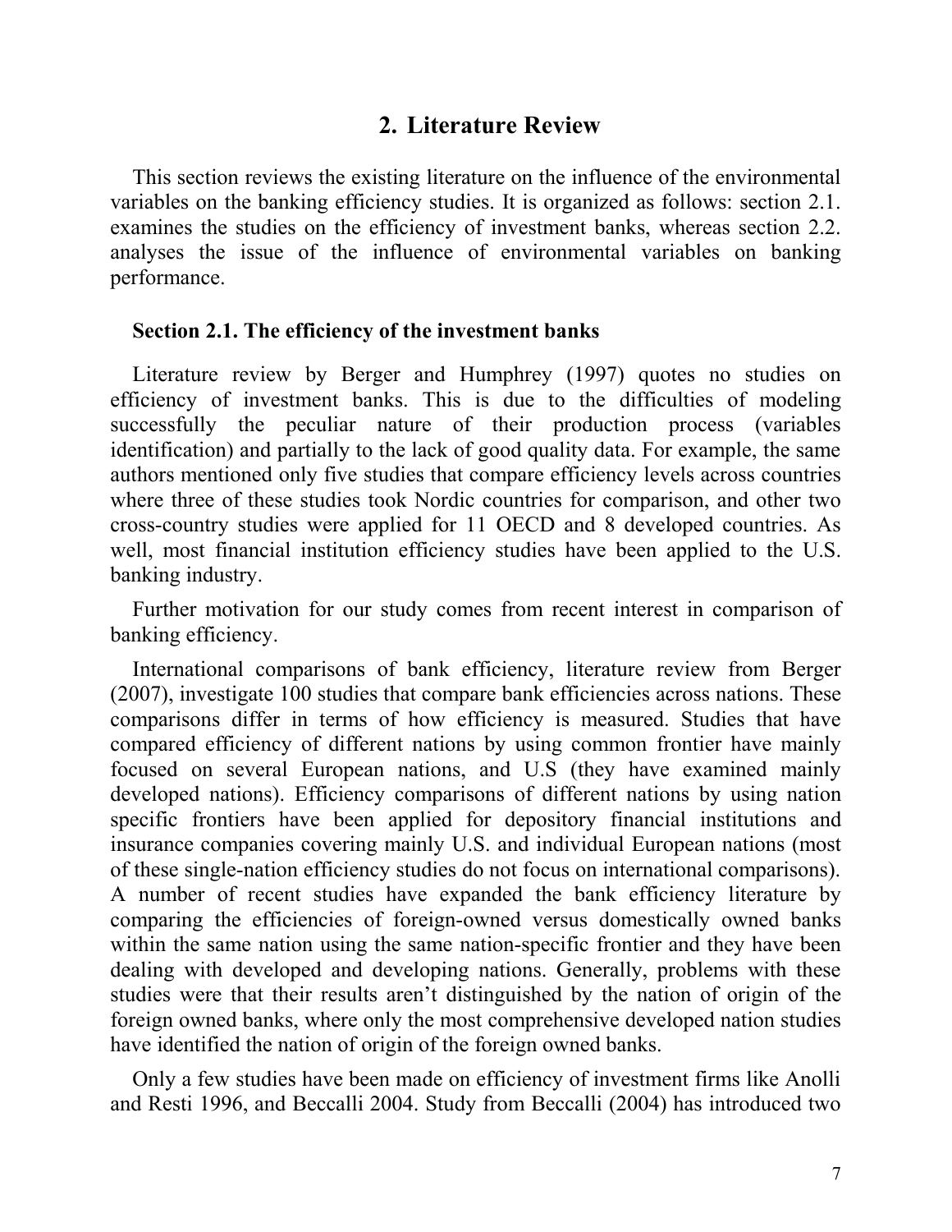# 2. Literature Review

This section reviews the existing literature on the influence of the environmental variables on the banking efficiency studies. It is organized as follows: section 2.1. examines the studies on the efficiency of investment banks, whereas section 2.2. analyses the issue of the influence of environmental variables on banking performance.

**Section 2.1. The efficiency of the investment banks**

Literature review by Berger and Humphrey (1997) quotes no studies on efficiency of investment banks. This is due to the difficulties of modeling successfully the peculiar nature of their production process (variables identification) and partially to the lack of good quality data. For example, the same authors mentioned only five studies that compare efficiency levels across countries where three of these studies took Nordic countries for comparison, and other two cross-country studies were applied for 11 OECD and 8 developed countries. As well, most financial institution efficiency studies have been applied to the U.S. banking industry.

Further motivation for our study comes from recent interest in comparison of banking efficiency.

International comparisons of bank efficiency, literature review from Berger (2007), investigate 100 studies that compare bank efficiencies across nations. These comparisons differ in terms of how efficiency is measured. Studies that have compared efficiency of different nations by using common frontier have mainly focused on several European nations, and U.S (they have examined mainly developed nations). Efficiency comparisons of different nations by using nation specific frontiers have been applied for depository financial institutions and insurance companies covering mainly U.S. and individual European nations (most of these single-nation efficiency studies do not focus on international comparisons). A number of recent studies have expanded the bank efficiency literature by comparing the efficiencies of foreign-owned versus domestically owned banks within the same nation using the same nation-specific frontier and they have been dealing with developed and developing nations. Generally, problems with these studies were that their results aren't distinguished by the nation of origin of the foreign owned banks, where only the most comprehensive developed nation studies have identified the nation of origin of the foreign owned banks.

Only a few studies have been made on efficiency of investment firms like Anolli and Resti 1996, and Beccalli 2004. Study from Beccalli (2004) has introduced two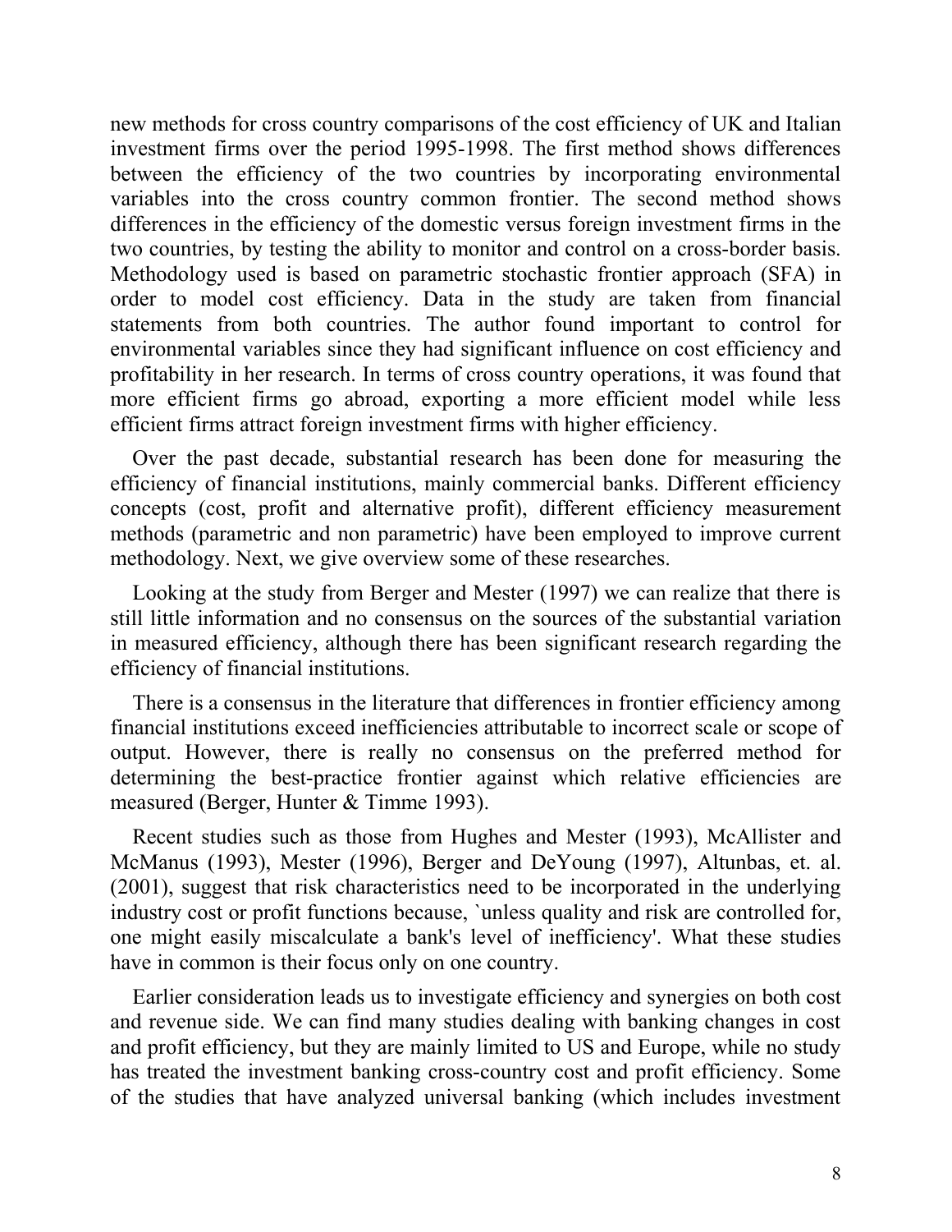new methods for cross country comparisons of the cost efficiency of UK and Italian investment firms over the period 1995-1998. The first method shows differences between the efficiency of the two countries by incorporating environmental variables into the cross country common frontier. The second method shows differences in the efficiency of the domestic versus foreign investment firms in the two countries, by testing the ability to monitor and control on a cross-border basis. Methodology used is based on parametric stochastic frontier approach (SFA) in order to model cost efficiency. Data in the study are taken from financial statements from both countries. The author found important to control for environmental variables since they had significant influence on cost efficiency and profitability in her research. In terms of cross country operations, it was found that more efficient firms go abroad, exporting a more efficient model while less efficient firms attract foreign investment firms with higher efficiency.

Over the past decade, substantial research has been done for measuring the efficiency of financial institutions, mainly commercial banks. Different efficiency concepts (cost, profit and alternative profit), different efficiency measurement methods (parametric and non parametric) have been employed to improve current methodology. Next, we give overview some of these researches.

Looking at the study from Berger and Mester (1997) we can realize that there is still little information and no consensus on the sources of the substantial variation in measured efficiency, although there has been significant research regarding the efficiency of financial institutions.

There is a consensus in the literature that differences in frontier efficiency among financial institutions exceed inefficiencies attributable to incorrect scale or scope of output. However, there is really no consensus on the preferred method for determining the best-practice frontier against which relative efficiencies are measured (Berger, Hunter & Timme 1993).

Recent studies such as those from Hughes and Mester (1993), McAllister and McManus (1993), Mester (1996), Berger and DeYoung (1997), Altunbas, et. al. (2001), suggest that risk characteristics need to be incorporated in the underlying industry cost or profit functions because, `unless quality and risk are controlled for, one might easily miscalculate a bank's level of inefficiency'. What these studies have in common is their focus only on one country.

Earlier consideration leads us to investigate efficiency and synergies on both cost and revenue side. We can find many studies dealing with banking changes in cost and profit efficiency, but they are mainly limited to US and Europe, while no study has treated the investment banking cross-country cost and profit efficiency. Some of the studies that have analyzed universal banking (which includes investment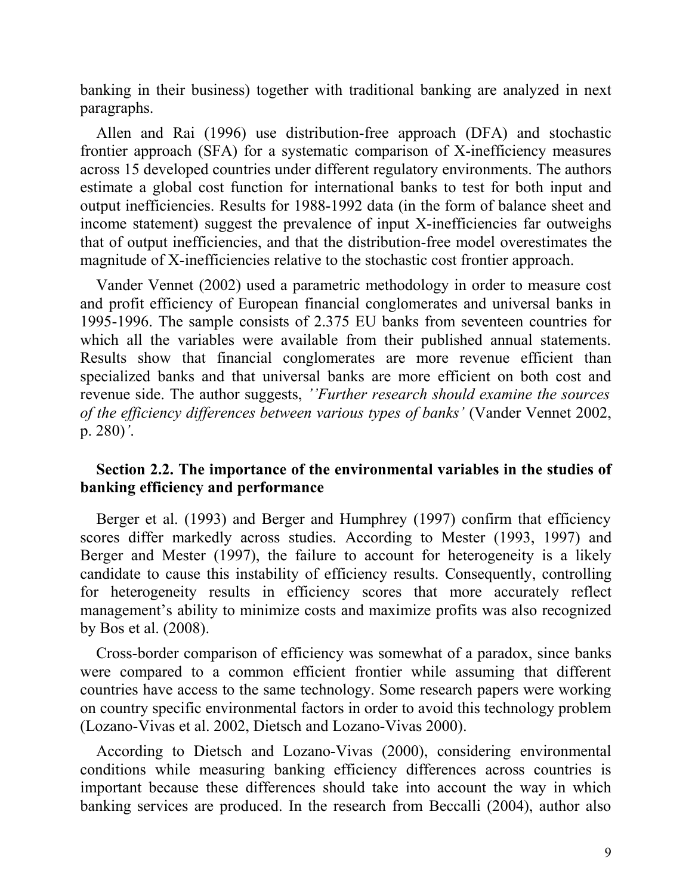banking in their business) together with traditional banking are analyzed in next paragraphs.

Allen and Rai (1996) use distribution-free approach (DFA) and stochastic frontier approach (SFA) for a systematic comparison of X-inefficiency measures across 15 developed countries under different regulatory environments. The authors estimate a global cost function for international banks to test for both input and output inefficiencies. Results for 1988-1992 data (in the form of balance sheet and income statement) suggest the prevalence of input X-inefficiencies far outweighs that of output inefficiencies, and that the distribution-free model overestimates the magnitude of X-inefficiencies relative to the stochastic cost frontier approach.

Vander Vennet (2002) used a parametric methodology in order to measure cost and profit efficiency of European financial conglomerates and universal banks in 1995-1996. The sample consists of 2.375 EU banks from seventeen countries for which all the variables were available from their published annual statements. Results show that financial conglomerates are more revenue efficient than specialized banks and that universal banks are more efficient on both cost and revenue side. The author suggests, *''Further research should examine the sources of the efficiency differences between various types of banks'* (Vander Vennet 2002, p. 280)*'*.

**Section 2.2. The importance of the environmental variables in the studies of banking efficiency and performance**

Berger et al. (1993) and Berger and Humphrey (1997) confirm that efficiency scores differ markedly across studies. According to Mester (1993, 1997) and Berger and Mester (1997), the failure to account for heterogeneity is a likely candidate to cause this instability of efficiency results. Consequently, controlling for heterogeneity results in efficiency scores that more accurately reflect management's ability to minimize costs and maximize profits was also recognized by Bos et al. (2008).

Cross-border comparison of efficiency was somewhat of a paradox, since banks were compared to a common efficient frontier while assuming that different countries have access to the same technology. Some research papers were working on country specific environmental factors in order to avoid this technology problem (Lozano-Vivas et al. 2002, Dietsch and Lozano-Vivas 2000).

According to Dietsch and Lozano-Vivas (2000), considering environmental conditions while measuring banking efficiency differences across countries is important because these differences should take into account the way in which banking services are produced. In the research from Beccalli (2004), author also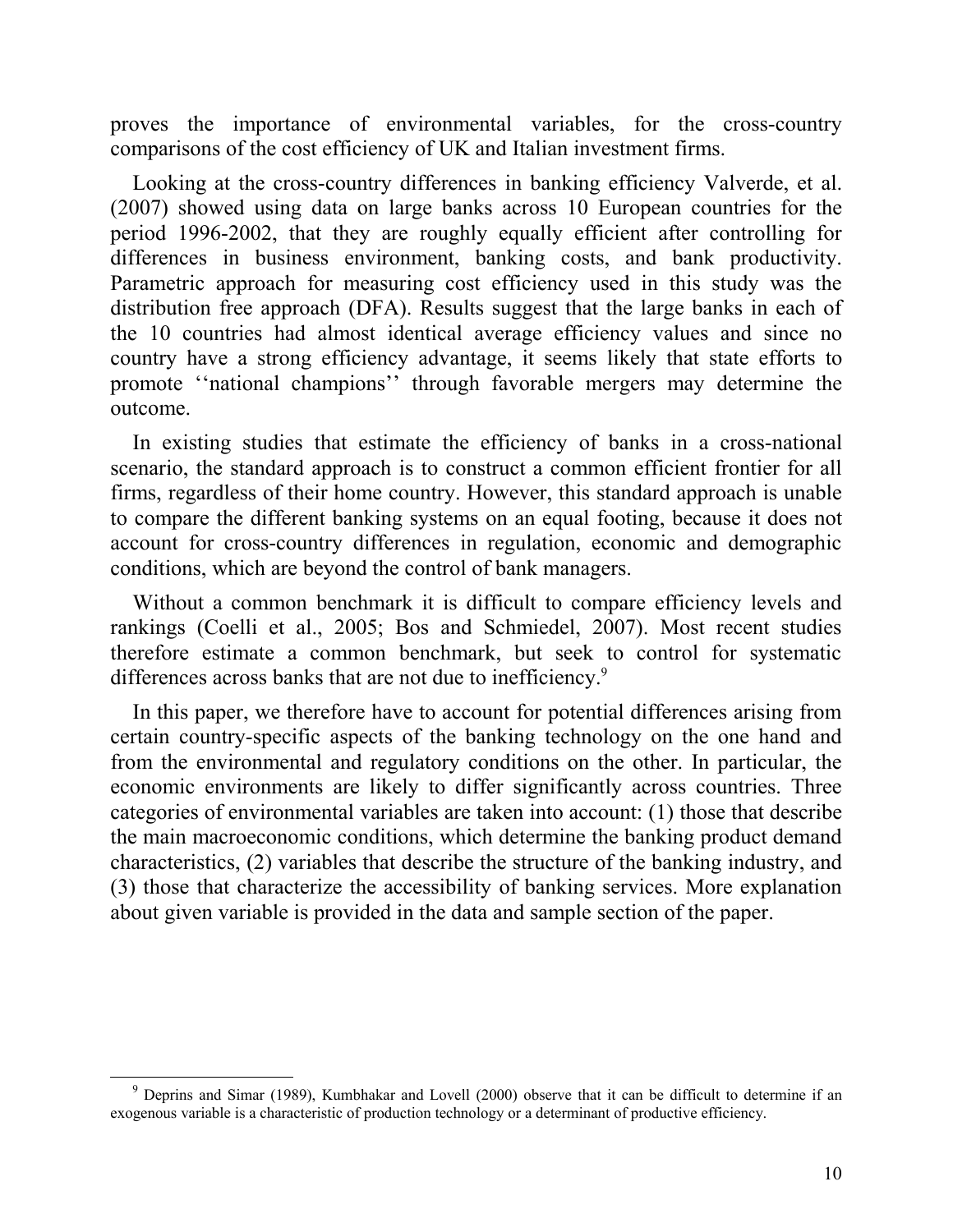proves the importance of environmental variables, for the cross-country comparisons of the cost efficiency of UK and Italian investment firms.

Looking at the cross-country differences in banking efficiency Valverde, et al. (2007) showed using data on large banks across 10 European countries for the period 1996-2002, that they are roughly equally efficient after controlling for differences in business environment, banking costs, and bank productivity. Parametric approach for measuring cost efficiency used in this study was the distribution free approach (DFA). Results suggest that the large banks in each of the 10 countries had almost identical average efficiency values and since no country have a strong efficiency advantage, it seems likely that state efforts to promote ''national champions'' through favorable mergers may determine the outcome.

In existing studies that estimate the efficiency of banks in a cross-national scenario, the standard approach is to construct a common efficient frontier for all firms, regardless of their home country. However, this standard approach is unable to compare the different banking systems on an equal footing, because it does not account for cross-country differences in regulation, economic and demographic conditions, which are beyond the control of bank managers.

Without a common benchmark it is difficult to compare efficiency levels and rankings (Coelli et al., 2005; Bos and Schmiedel, 2007). Most recent studies therefore estimate a common benchmark, but seek to control for systematic differences across banks that are not due to inefficiency.[9]

In this paper, we therefore have to account for potential differences arising from certain country-specific aspects of the banking technology on the one hand and from the environmental and regulatory conditions on the other. In particular, the economic environments are likely to differ significantly across countries. Three categories of environmental variables are taken into account: (1) those that describe the main macroeconomic conditions, which determine the banking product demand characteristics, (2) variables that describe the structure of the banking industry, and (3) those that characterize the accessibility of banking services. More explanation about given variable is provided in the data and sample section of the paper.

[9] Deprins and Simar (1989), Kumbhakar and Lovell (2000) observe that it can be difficult to determine if an exogenous variable is a characteristic of production technology or a determinant of productive efficiency.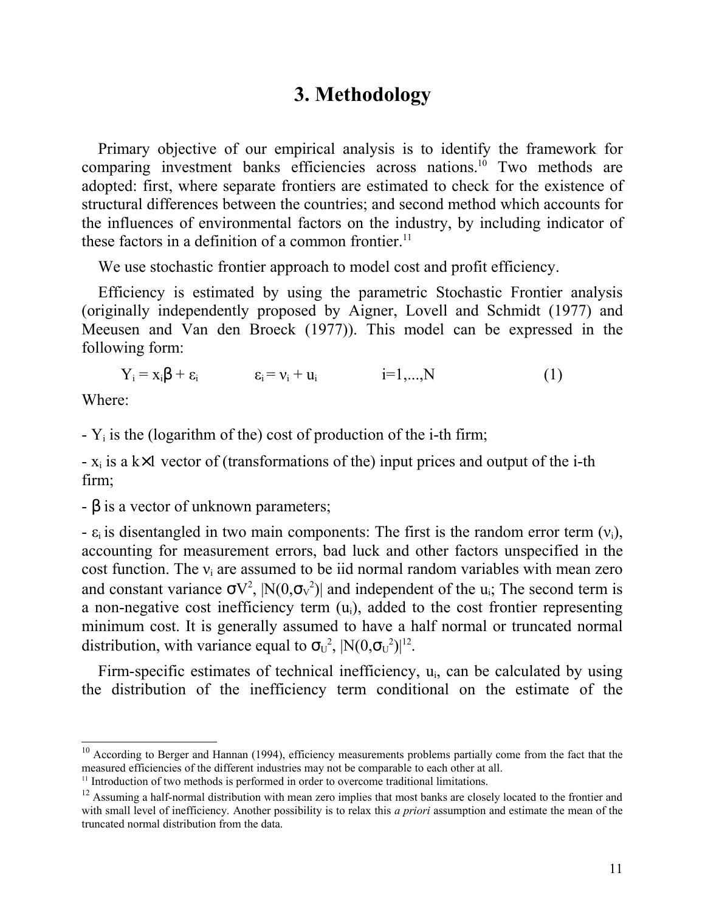# 3. Methodology

Primary objective of our empirical analysis is to identify the framework for comparing investment banks efficiencies across nations.[10] Two methods are adopted: first, where separate frontiers are estimated to check for the existence of structural differences between the countries; and second method which accounts for the influences of environmental factors on the industry, by including indicator of these factors in a definition of a common frontier.[11]

We use stochastic frontier approach to model cost and profit efficiency.

Efficiency is estimated by using the parametric Stochastic Frontier analysis (originally independently proposed by Aigner, Lovell and Schmidt (1977) and Meeusen and Van den Broeck (1977)). This model can be expressed in the following form:

$$Y_i = x_i\beta + \varepsilon_i \qquad \varepsilon_i = \nu_i + u_i \qquad i=1,...,N \qquad (1)$$

Where:

- $Y_i$ is the (logarithm of the) cost of production of the i-th firm;

- $x_i$ is a $k \times 1$ vector of (transformations of the) input prices and output of the i-th firm;

- $\beta$ is a vector of unknown parameters;

- $\varepsilon_i$ is disentangled in two main components: The first is the random error term ($\nu_i$), accounting for measurement errors, bad luck and other factors unspecified in the cost function. The $\nu_i$ are assumed to be iid normal random variables with mean zero and constant variance $\sigma V^2$, $|N(0,\sigma_V^2)|$ and independent of the $u_i$; The second term is a non-negative cost inefficiency term ($u_i$), added to the cost frontier representing minimum cost. It is generally assumed to have a half normal or truncated normal distribution, with variance equal to $\sigma_U^2$, $|N(0,\sigma_U^2)|$[12].

Firm-specific estimates of technical inefficiency, $u_i$, can be calculated by using the distribution of the inefficiency term conditional on the estimate of the

---

[10] According to Berger and Hannan (1994), efficiency measurements problems partially come from the fact that the measured efficiencies of the different industries may not be comparable to each other at all.

[11] Introduction of two methods is performed in order to overcome traditional limitations.

[12] Assuming a half-normal distribution with mean zero implies that most banks are closely located to the frontier and with small level of inefficiency. Another possibility is to relax this *a priori* assumption and estimate the mean of the truncated normal distribution from the data.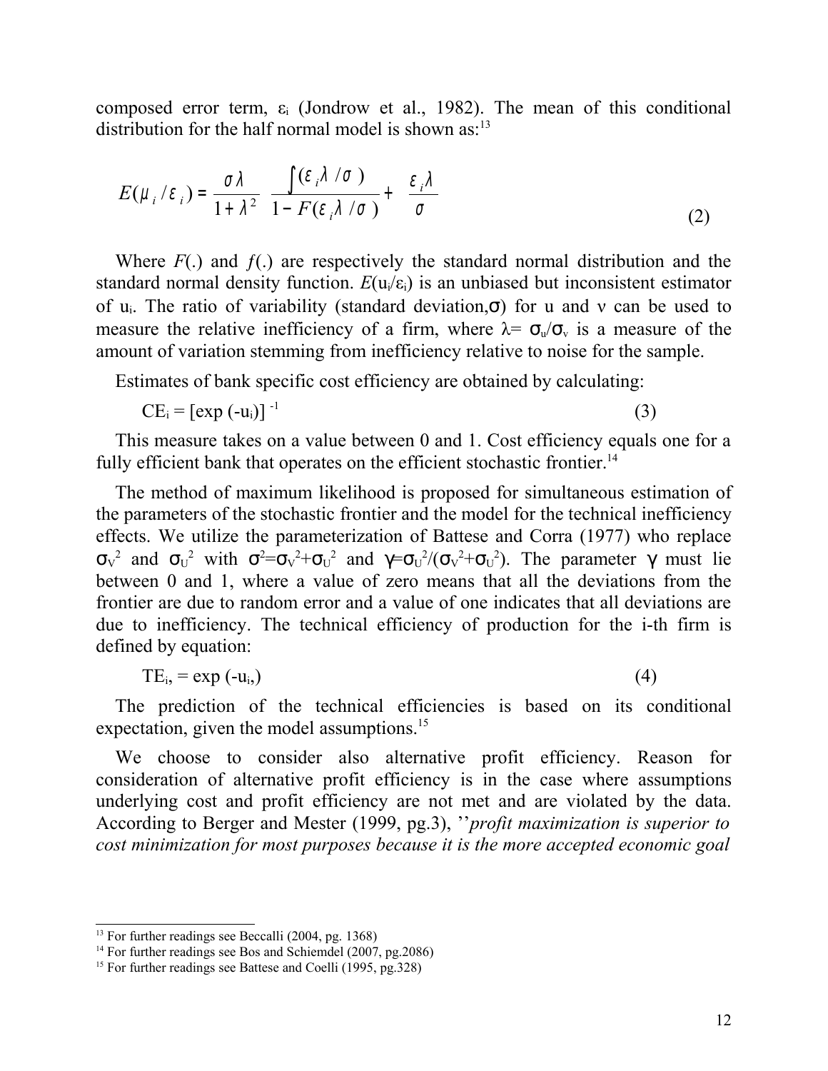composed error term, $\varepsilon_i$ (Jondrow et al., 1982). The mean of this conditional distribution for the half normal model is shown as:[13]

$$E(\mu_i / \varepsilon_i) = \frac{\sigma\lambda}{1+\lambda^2} \; \frac{\int(\varepsilon_i\lambda/\sigma)}{1-F(\varepsilon_i\lambda/\sigma)} + \frac{\varepsilon_i\lambda}{\sigma} \tag{2}$$

Where $F(.)$ and $f(.)$ are respectively the standard normal distribution and the standard normal density function. $E(u_i/\varepsilon_i)$ is an unbiased but inconsistent estimator of $u_i$. The ratio of variability (standard deviation, $\sigma$) for u and ν can be used to measure the relative inefficiency of a firm, where $\lambda = \sigma_u/\sigma_v$ is a measure of the amount of variation stemming from inefficiency relative to noise for the sample.

Estimates of bank specific cost efficiency are obtained by calculating:

$$CE_i = [\exp(-u_i)]^{-1} \tag{3}$$

This measure takes on a value between 0 and 1. Cost efficiency equals one for a fully efficient bank that operates on the efficient stochastic frontier.[14]

The method of maximum likelihood is proposed for simultaneous estimation of the parameters of the stochastic frontier and the model for the technical inefficiency effects. We utilize the parameterization of Battese and Corra (1977) who replace $\sigma_V^2$ and $\sigma_U^2$ with $\sigma^2=\sigma_V^2+\sigma_U^2$ and $\gamma=\sigma_U^2/(\sigma_V^2+\sigma_U^2)$. The parameter $\gamma$ must lie between 0 and 1, where a value of zero means that all the deviations from the frontier are due to random error and a value of one indicates that all deviations are due to inefficiency. The technical efficiency of production for the i-th firm is defined by equation:

$$TE_i = \exp(-u_i) \tag{4}$$

The prediction of the technical efficiencies is based on its conditional expectation, given the model assumptions.[15]

We choose to consider also alternative profit efficiency. Reason for consideration of alternative profit efficiency is in the case where assumptions underlying cost and profit efficiency are not met and are violated by the data. According to Berger and Mester (1999, pg.3), ''*profit maximization is superior to cost minimization for most purposes because it is the more accepted economic goal*

---

[13] For further readings see Beccalli (2004, pg. 1368)

[14] For further readings see Bos and Schiemdel (2007, pg.2086)

[15] For further readings see Battese and Coelli (1995, pg.328)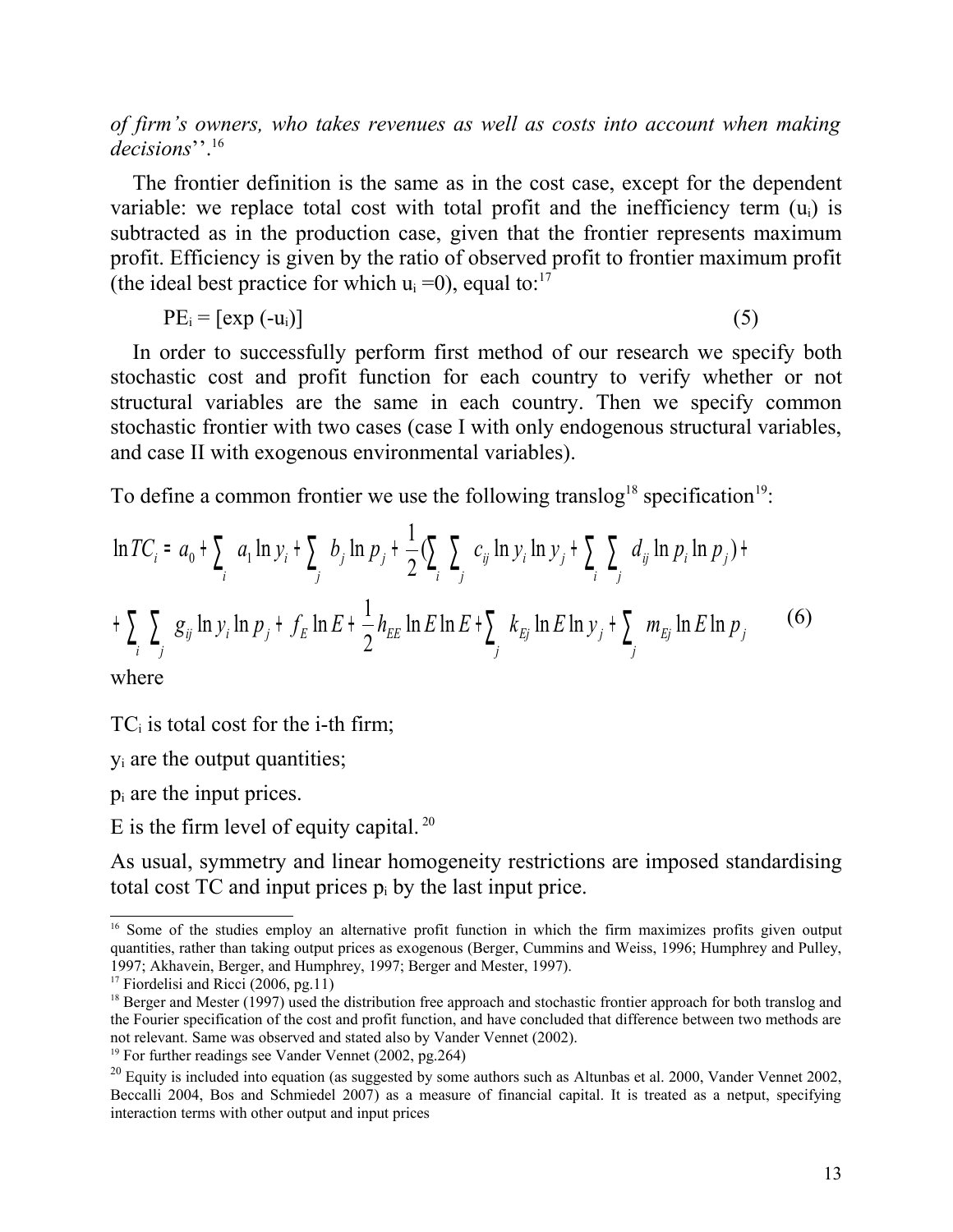*of firm's owners, who takes revenues as well as costs into account when making decisions*''.[16]

The frontier definition is the same as in the cost case, except for the dependent variable: we replace total cost with total profit and the inefficiency term ($u_i$) is subtracted as in the production case, given that the frontier represents maximum profit. Efficiency is given by the ratio of observed profit to frontier maximum profit (the ideal best practice for which $u_i = 0$), equal to:[17]

$$PE_i = [\exp(-u_i)] \tag{5}$$

In order to successfully perform first method of our research we specify both stochastic cost and profit function for each country to verify whether or not structural variables are the same in each country. Then we specify common stochastic frontier with two cases (case I with only endogenous structural variables, and case II with exogenous environmental variables).

To define a common frontier we use the following translog[18] specification[19]:

$$\ln TC_i = a_0 + \sum_i a_1 \ln y_i + \sum_j b_j \ln p_j + \frac{1}{2}\left(\sum_i \sum_j c_{ij} \ln y_i \ln y_j + \sum_i \sum_j d_{ij} \ln p_i \ln p_j\right) +$$
$$+ \sum_i \sum_j g_{ij} \ln y_i \ln p_j + f_E \ln E + \frac{1}{2} h_{EE} \ln E \ln E + \sum_j k_{Ej} \ln E \ln y_j + \sum_j m_{Ej} \ln E \ln p_j \tag{6}$$

where

$TC_i$ is total cost for the i-th firm;

$y_i$ are the output quantities;

$p_i$ are the input prices.

E is the firm level of equity capital.[20]

As usual, symmetry and linear homogeneity restrictions are imposed standardising total cost TC and input prices $p_i$ by the last input price.

---

[16] Some of the studies employ an alternative profit function in which the firm maximizes profits given output quantities, rather than taking output prices as exogenous (Berger, Cummins and Weiss, 1996; Humphrey and Pulley, 1997; Akhavein, Berger, and Humphrey, 1997; Berger and Mester, 1997).

[17] Fiordelisi and Ricci (2006, pg.11)

[18] Berger and Mester (1997) used the distribution free approach and stochastic frontier approach for both translog and the Fourier specification of the cost and profit function, and have concluded that difference between two methods are not relevant. Same was observed and stated also by Vander Vennet (2002).

[19] For further readings see Vander Vennet (2002, pg.264)

[20] Equity is included into equation (as suggested by some authors such as Altunbas et al. 2000, Vander Vennet 2002, Beccalli 2004, Bos and Schmiedel 2007) as a measure of financial capital. It is treated as a netput, specifying interaction terms with other output and input prices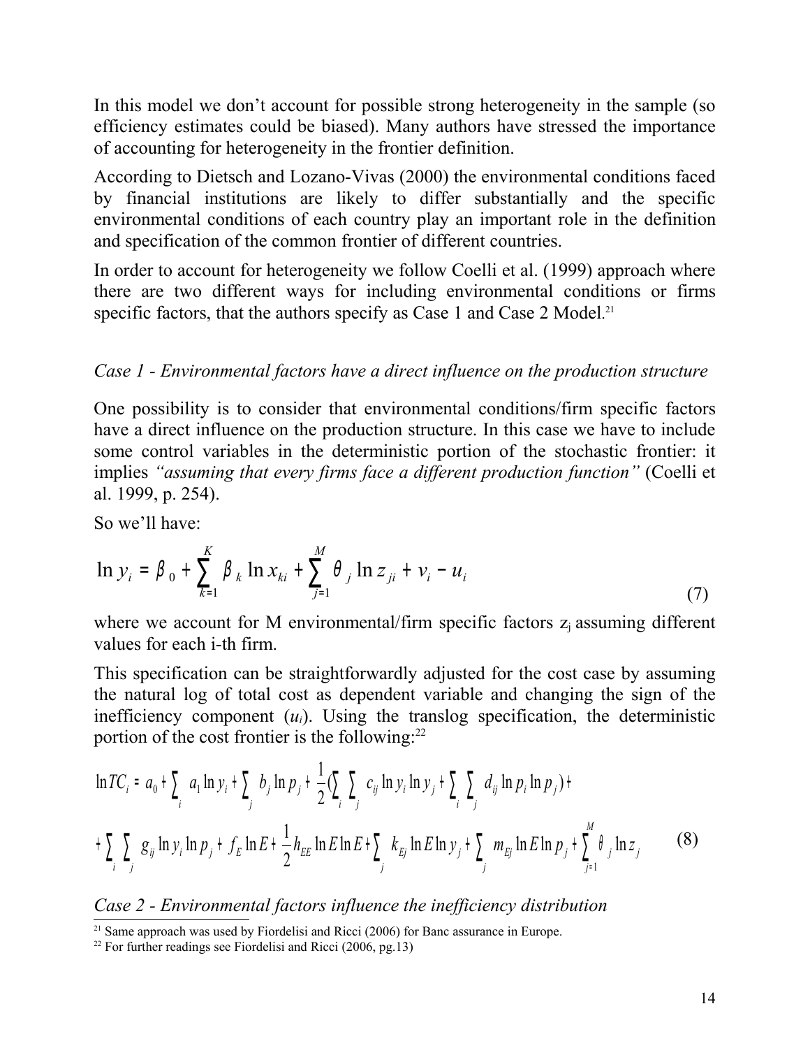In this model we don't account for possible strong heterogeneity in the sample (so efficiency estimates could be biased). Many authors have stressed the importance of accounting for heterogeneity in the frontier definition.

According to Dietsch and Lozano-Vivas (2000) the environmental conditions faced by financial institutions are likely to differ substantially and the specific environmental conditions of each country play an important role in the definition and specification of the common frontier of different countries.

In order to account for heterogeneity we follow Coelli et al. (1999) approach where there are two different ways for including environmental conditions or firms specific factors, that the authors specify as Case 1 and Case 2 Model.[21]

*Case 1 - Environmental factors have a direct influence on the production structure*

One possibility is to consider that environmental conditions/firm specific factors have a direct influence on the production structure. In this case we have to include some control variables in the deterministic portion of the stochastic frontier: it implies *"assuming that every firms face a different production function"* (Coelli et al. 1999, p. 254).

So we'll have:

$$\ln y_i = \beta_0 + \sum_{k=1}^{K} \beta_k \ln x_{ki} + \sum_{j=1}^{M} \theta_j \ln z_{ji} + v_i - u_i \tag{7}$$

where we account for M environmental/firm specific factors $z_j$ assuming different values for each i-th firm.

This specification can be straightforwardly adjusted for the cost case by assuming the natural log of total cost as dependent variable and changing the sign of the inefficiency component ($u_i$). Using the translog specification, the deterministic portion of the cost frontier is the following:[22]

$$\begin{aligned}\ln TC_i = {} & a_0 + \sum_i a_1 \ln y_i + \sum_j b_j \ln p_j + \frac{1}{2}\Big(\sum_i \sum_j c_{ij} \ln y_i \ln y_j + \sum_i \sum_j d_{ij} \ln p_i \ln p_j\Big) + \\ & + \sum_i \sum_j g_{ij} \ln y_i \ln p_j + f_E \ln E + \frac{1}{2} h_{EE} \ln E \ln E + \sum_j k_{Ej} \ln E \ln y_j + \sum_j m_{Ej} \ln E \ln p_j + \sum_{j=1}^{M} \theta_j \ln z_j \end{aligned} \tag{8}$$

*Case 2 - Environmental factors influence the inefficiency distribution*

[21] Same approach was used by Fiordelisi and Ricci (2006) for Banc assurance in Europe.

[22] For further readings see Fiordelisi and Ricci (2006, pg.13)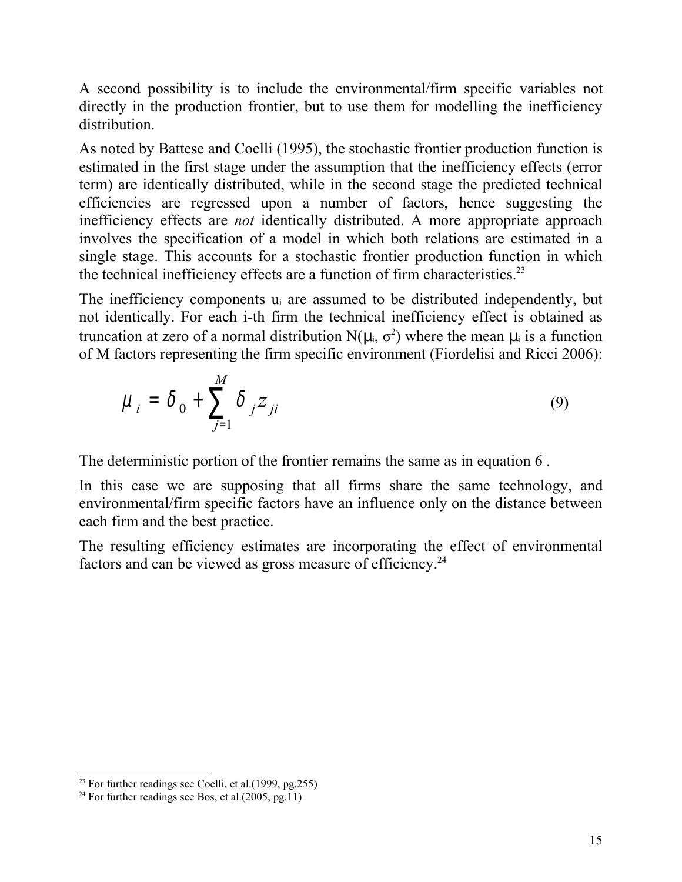A second possibility is to include the environmental/firm specific variables not directly in the production frontier, but to use them for modelling the inefficiency distribution.

As noted by Battese and Coelli (1995), the stochastic frontier production function is estimated in the first stage under the assumption that the inefficiency effects (error term) are identically distributed, while in the second stage the predicted technical efficiencies are regressed upon a number of factors, hence suggesting the inefficiency effects are *not* identically distributed. A more appropriate approach involves the specification of a model in which both relations are estimated in a single stage. This accounts for a stochastic frontier production function in which the technical inefficiency effects are a function of firm characteristics.[23]

The inefficiency components $u_i$ are assumed to be distributed independently, but not identically. For each i-th firm the technical inefficiency effect is obtained as truncation at zero of a normal distribution $N(\mu_i, \sigma^2)$ where the mean $\mu_i$ is a function of M factors representing the firm specific environment (Fiordelisi and Ricci 2006):

$$\mu_i = \delta_0 + \sum_{j=1}^{M} \delta_j z_{ji} \tag{9}$$

The deterministic portion of the frontier remains the same as in equation 6 .

In this case we are supposing that all firms share the same technology, and environmental/firm specific factors have an influence only on the distance between each firm and the best practice.

The resulting efficiency estimates are incorporating the effect of environmental factors and can be viewed as gross measure of efficiency.[24]

---

[23] For further readings see Coelli, et al.(1999, pg.255)

[24] For further readings see Bos, et al.(2005, pg.11)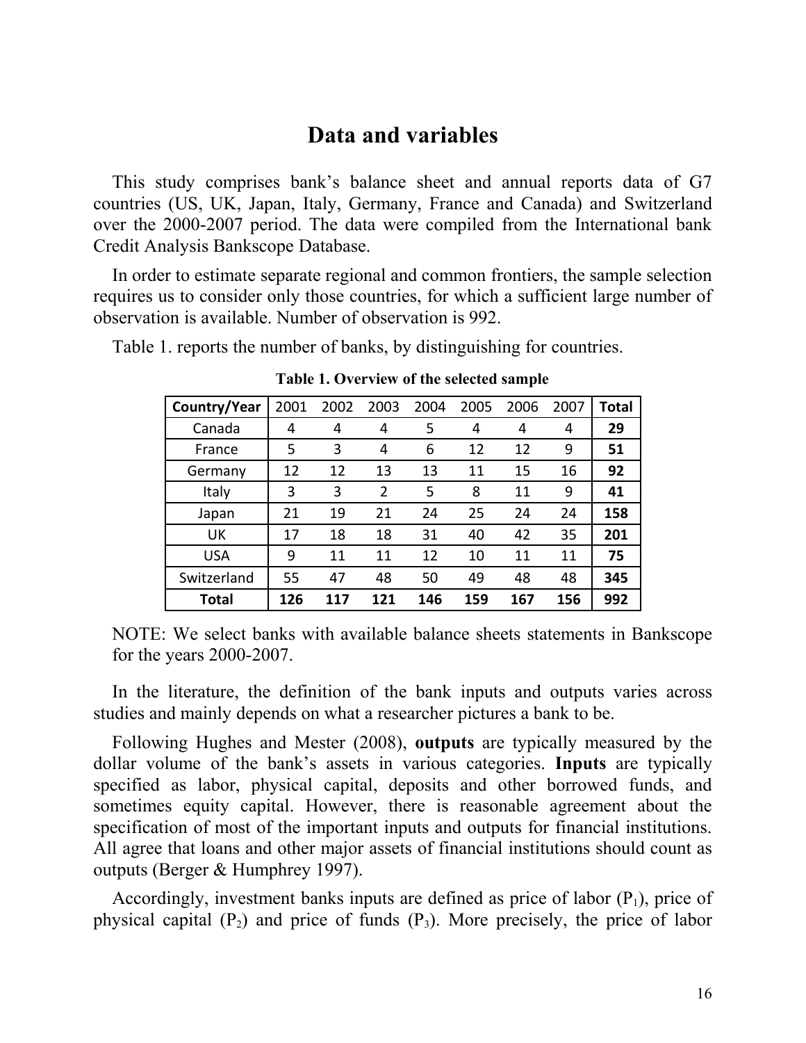# Data and variables

This study comprises bank's balance sheet and annual reports data of G7 countries (US, UK, Japan, Italy, Germany, France and Canada) and Switzerland over the 2000-2007 period. The data were compiled from the International bank Credit Analysis Bankscope Database.

In order to estimate separate regional and common frontiers, the sample selection requires us to consider only those countries, for which a sufficient large number of observation is available. Number of observation is 992.

Table 1. reports the number of banks, by distinguishing for countries.

**Table 1. Overview of the selected sample**

| **Country/Year** | 2001 | 2002 | 2003 | 2004 | 2005 | 2006 | 2007 | **Total** |
|---|---|---|---|---|---|---|---|---|
| Canada | 4 | 4 | 4 | 5 | 4 | 4 | 4 | **29** |
| France | 5 | 3 | 4 | 6 | 12 | 12 | 9 | **51** |
| Germany | 12 | 12 | 13 | 13 | 11 | 15 | 16 | **92** |
| Italy | 3 | 3 | 2 | 5 | 8 | 11 | 9 | **41** |
| Japan | 21 | 19 | 21 | 24 | 25 | 24 | 24 | **158** |
| UK | 17 | 18 | 18 | 31 | 40 | 42 | 35 | **201** |
| USA | 9 | 11 | 11 | 12 | 10 | 11 | 11 | **75** |
| Switzerland | 55 | 47 | 48 | 50 | 49 | 48 | 48 | **345** |
| **Total** | **126** | **117** | **121** | **146** | **159** | **167** | **156** | **992** |

NOTE: We select banks with available balance sheets statements in Bankscope for the years 2000-2007.

In the literature, the definition of the bank inputs and outputs varies across studies and mainly depends on what a researcher pictures a bank to be.

Following Hughes and Mester (2008), **outputs** are typically measured by the dollar volume of the bank's assets in various categories. **Inputs** are typically specified as labor, physical capital, deposits and other borrowed funds, and sometimes equity capital. However, there is reasonable agreement about the specification of most of the important inputs and outputs for financial institutions. All agree that loans and other major assets of financial institutions should count as outputs (Berger & Humphrey 1997).

Accordingly, investment banks inputs are defined as price of labor ($P_1$), price of physical capital ($P_2$) and price of funds ($P_3$). More precisely, the price of labor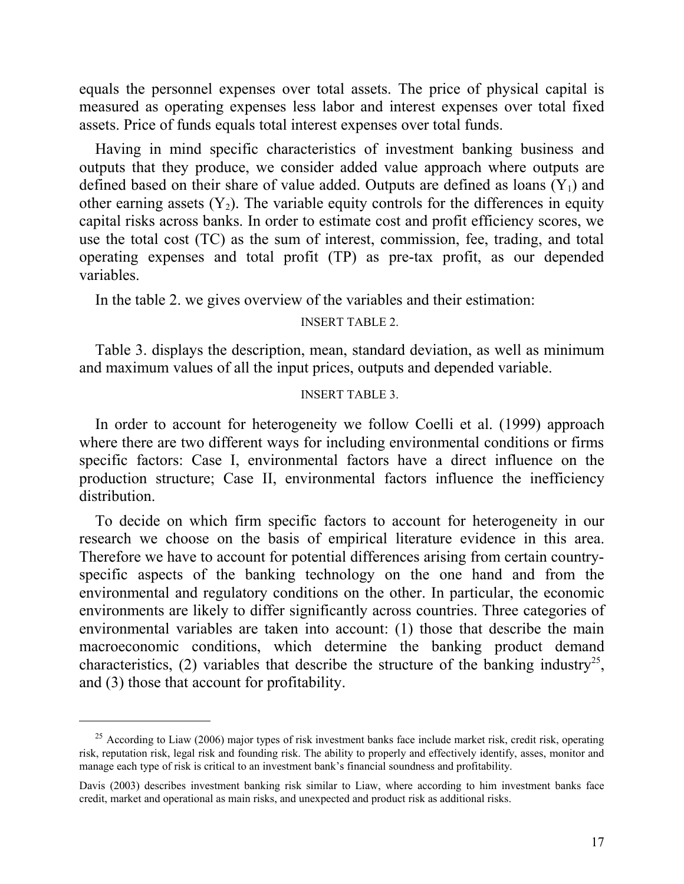equals the personnel expenses over total assets. The price of physical capital is measured as operating expenses less labor and interest expenses over total fixed assets. Price of funds equals total interest expenses over total funds.

Having in mind specific characteristics of investment banking business and outputs that they produce, we consider added value approach where outputs are defined based on their share of value added. Outputs are defined as loans ($Y_1$) and other earning assets ($Y_2$). The variable equity controls for the differences in equity capital risks across banks. In order to estimate cost and profit efficiency scores, we use the total cost (TC) as the sum of interest, commission, fee, trading, and total operating expenses and total profit (TP) as pre-tax profit, as our depended variables.

In the table 2. we gives overview of the variables and their estimation:

INSERT TABLE 2.

Table 3. displays the description, mean, standard deviation, as well as minimum and maximum values of all the input prices, outputs and depended variable.

INSERT TABLE 3.

In order to account for heterogeneity we follow Coelli et al. (1999) approach where there are two different ways for including environmental conditions or firms specific factors: Case I, environmental factors have a direct influence on the production structure; Case II, environmental factors influence the inefficiency distribution.

To decide on which firm specific factors to account for heterogeneity in our research we choose on the basis of empirical literature evidence in this area. Therefore we have to account for potential differences arising from certain country-specific aspects of the banking technology on the one hand and from the environmental and regulatory conditions on the other. In particular, the economic environments are likely to differ significantly across countries. Three categories of environmental variables are taken into account: (1) those that describe the main macroeconomic conditions, which determine the banking product demand characteristics, (2) variables that describe the structure of the banking industry[25], and (3) those that account for profitability.

---

[25] According to Liaw (2006) major types of risk investment banks face include market risk, credit risk, operating risk, reputation risk, legal risk and founding risk. The ability to properly and effectively identify, asses, monitor and manage each type of risk is critical to an investment bank's financial soundness and profitability.

Davis (2003) describes investment banking risk similar to Liaw, where according to him investment banks face credit, market and operational as main risks, and unexpected and product risk as additional risks.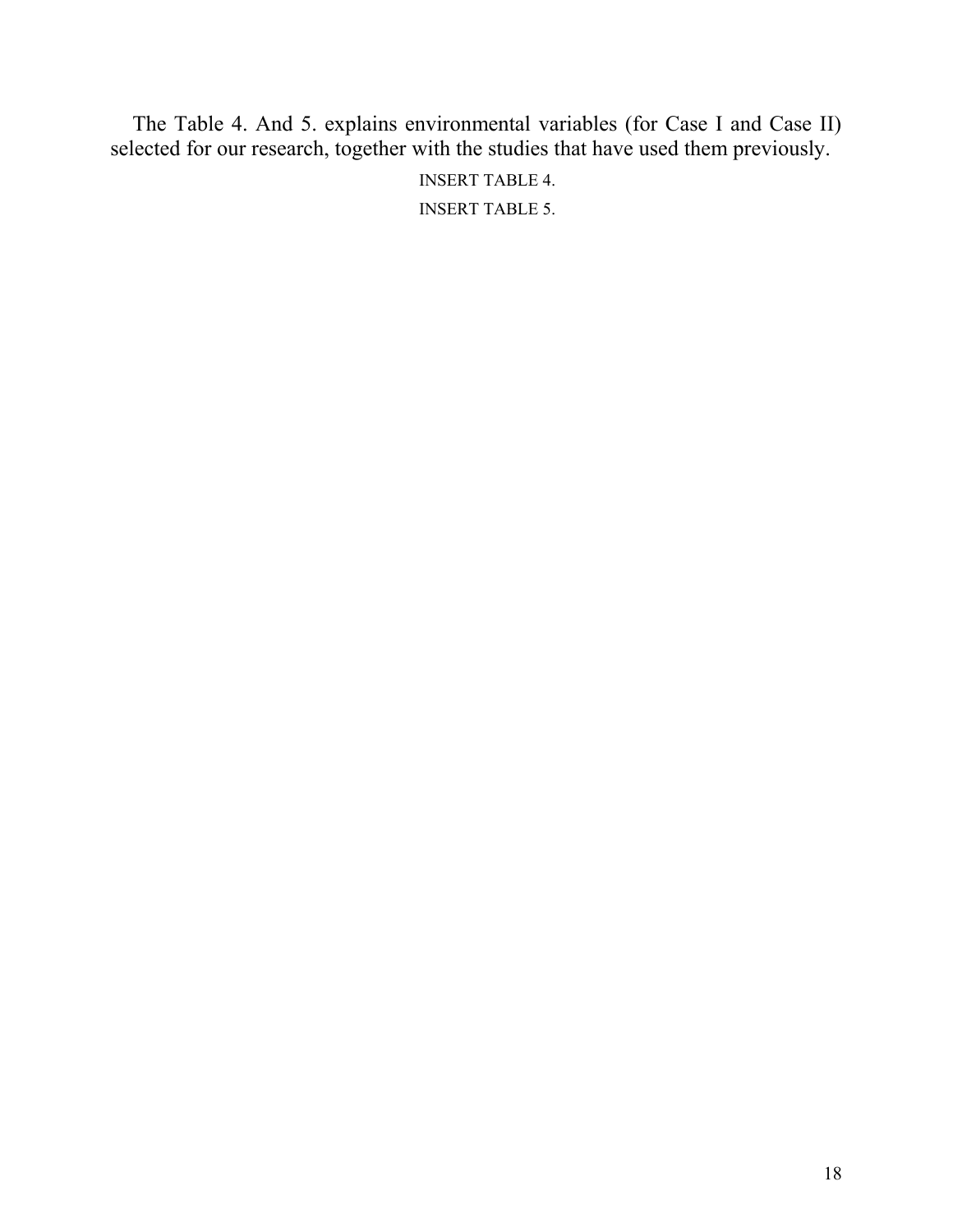The Table 4. And 5. explains environmental variables (for Case I and Case II) selected for our research, together with the studies that have used them previously.

INSERT TABLE 4.

INSERT TABLE 5.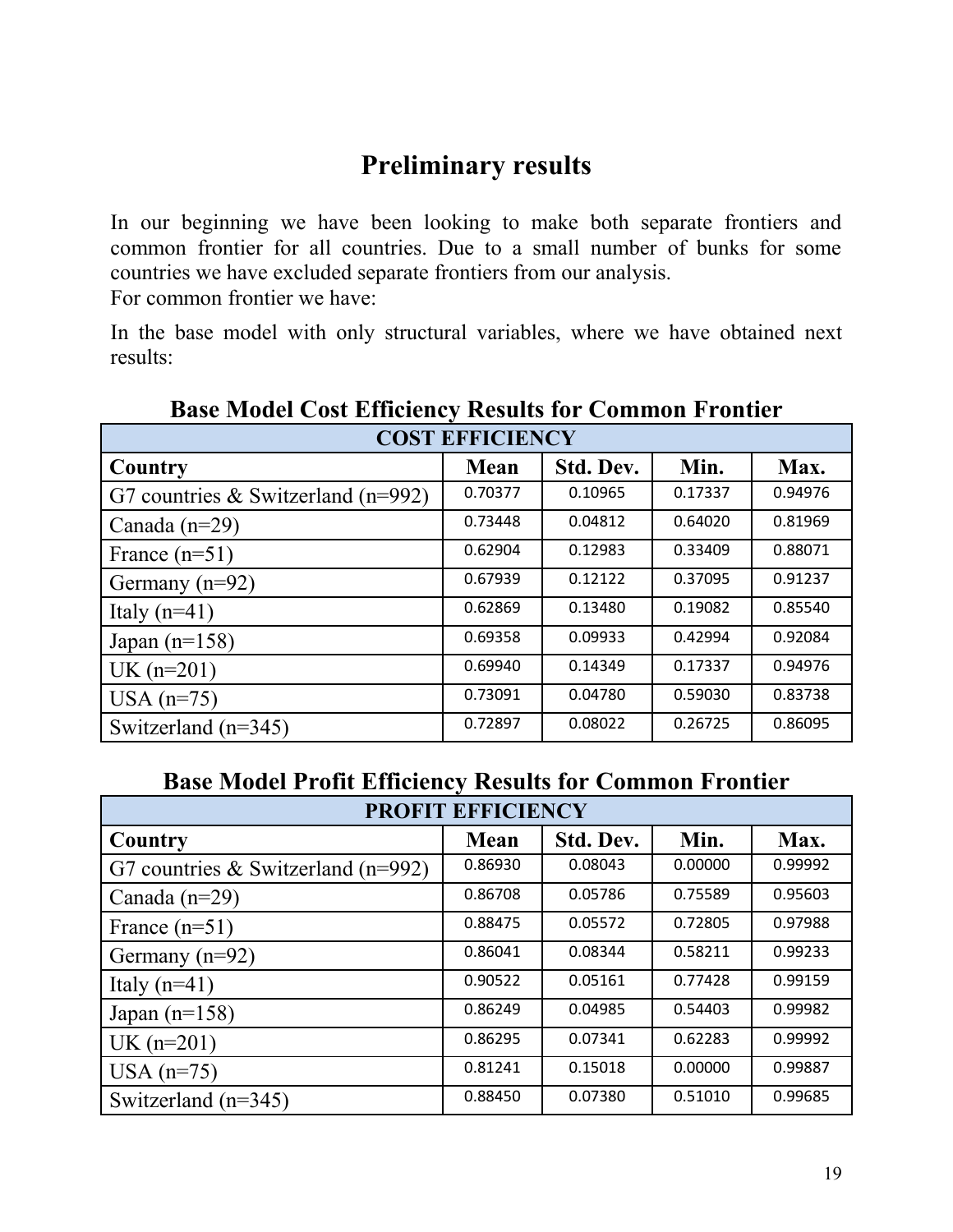# Preliminary results

In our beginning we have been looking to make both separate frontiers and common frontier for all countries. Due to a small number of bunks for some countries we have excluded separate frontiers from our analysis.
For common frontier we have:

In the base model with only structural variables, where we have obtained next results:

**Base Model Cost Efficiency Results for Common Frontier**

| COST EFFICIENCY | | | | |
|---|---|---|---|---|
| **Country** | **Mean** | **Std. Dev.** | **Min.** | **Max.** |
| G7 countries & Switzerland (n=992) | 0.70377 | 0.10965 | 0.17337 | 0.94976 |
| Canada (n=29) | 0.73448 | 0.04812 | 0.64020 | 0.81969 |
| France (n=51) | 0.62904 | 0.12983 | 0.33409 | 0.88071 |
| Germany (n=92) | 0.67939 | 0.12122 | 0.37095 | 0.91237 |
| Italy (n=41) | 0.62869 | 0.13480 | 0.19082 | 0.85540 |
| Japan (n=158) | 0.69358 | 0.09933 | 0.42994 | 0.92084 |
| UK (n=201) | 0.69940 | 0.14349 | 0.17337 | 0.94976 |
| USA (n=75) | 0.73091 | 0.04780 | 0.59030 | 0.83738 |
| Switzerland (n=345) | 0.72897 | 0.08022 | 0.26725 | 0.86095 |

**Base Model Profit Efficiency Results for Common Frontier**

| PROFIT EFFICIENCY | | | | |
|---|---|---|---|---|
| **Country** | **Mean** | **Std. Dev.** | **Min.** | **Max.** |
| G7 countries & Switzerland (n=992) | 0.86930 | 0.08043 | 0.00000 | 0.99992 |
| Canada (n=29) | 0.86708 | 0.05786 | 0.75589 | 0.95603 |
| France (n=51) | 0.88475 | 0.05572 | 0.72805 | 0.97988 |
| Germany (n=92) | 0.86041 | 0.08344 | 0.58211 | 0.99233 |
| Italy (n=41) | 0.90522 | 0.05161 | 0.77428 | 0.99159 |
| Japan (n=158) | 0.86249 | 0.04985 | 0.54403 | 0.99982 |
| UK (n=201) | 0.86295 | 0.07341 | 0.62283 | 0.99992 |
| USA (n=75) | 0.81241 | 0.15018 | 0.00000 | 0.99887 |
| Switzerland (n=345) | 0.88450 | 0.07380 | 0.51010 | 0.99685 |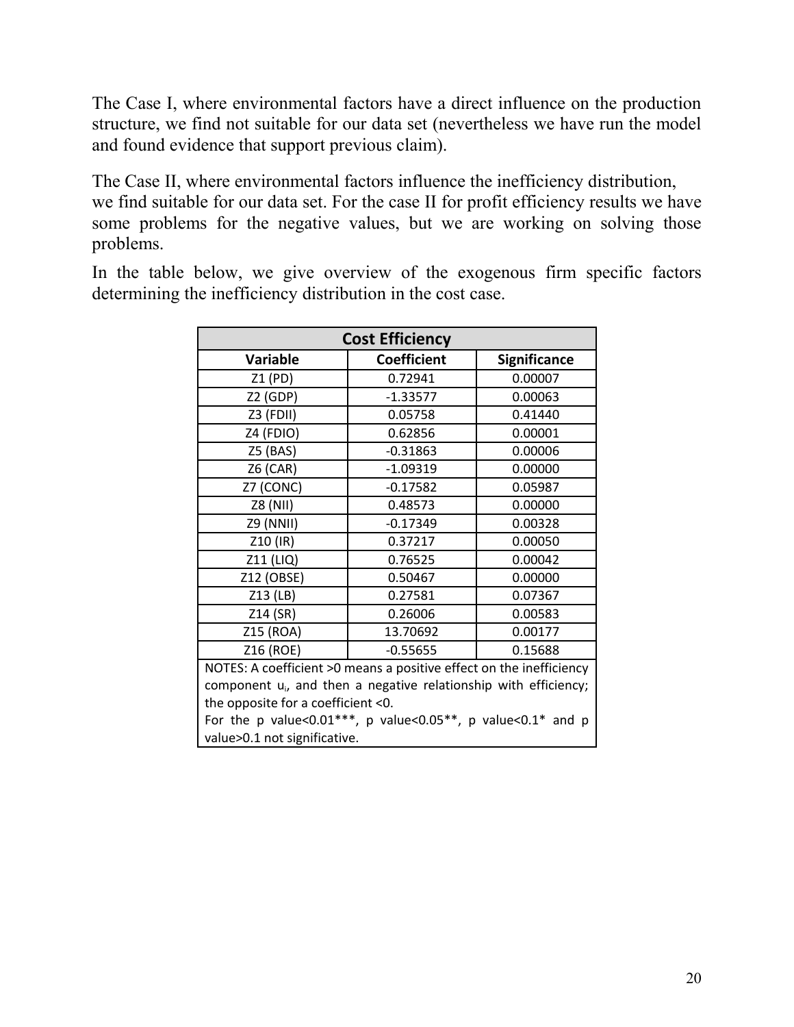The Case I, where environmental factors have a direct influence on the production structure, we find not suitable for our data set (nevertheless we have run the model and found evidence that support previous claim).

The Case II, where environmental factors influence the inefficiency distribution, we find suitable for our data set. For the case II for profit efficiency results we have some problems for the negative values, but we are working on solving those problems.

In the table below, we give overview of the exogenous firm specific factors determining the inefficiency distribution in the cost case.

| **Cost Efficiency** | | |
|---|---|---|
| **Variable** | **Coefficient** | **Significance** |
| Z1 (PD) | 0.72941 | 0.00007 |
| Z2 (GDP) | -1.33577 | 0.00063 |
| Z3 (FDII) | 0.05758 | 0.41440 |
| Z4 (FDIO) | 0.62856 | 0.00001 |
| Z5 (BAS) | -0.31863 | 0.00006 |
| Z6 (CAR) | -1.09319 | 0.00000 |
| Z7 (CONC) | -0.17582 | 0.05987 |
| Z8 (NII) | 0.48573 | 0.00000 |
| Z9 (NNII) | -0.17349 | 0.00328 |
| Z10 (IR) | 0.37217 | 0.00050 |
| Z11 (LIQ) | 0.76525 | 0.00042 |
| Z12 (OBSE) | 0.50467 | 0.00000 |
| Z13 (LB) | 0.27581 | 0.07367 |
| Z14 (SR) | 0.26006 | 0.00583 |
| Z15 (ROA) | 13.70692 | 0.00177 |
| Z16 (ROE) | -0.55655 | 0.15688 |

NOTES: A coefficient >0 means a positive effect on the inefficiency component $u_i$, and then a negative relationship with efficiency; the opposite for a coefficient <0.
For the p value<0.01***, p value<0.05**, p value<0.1* and p value>0.1 not significative.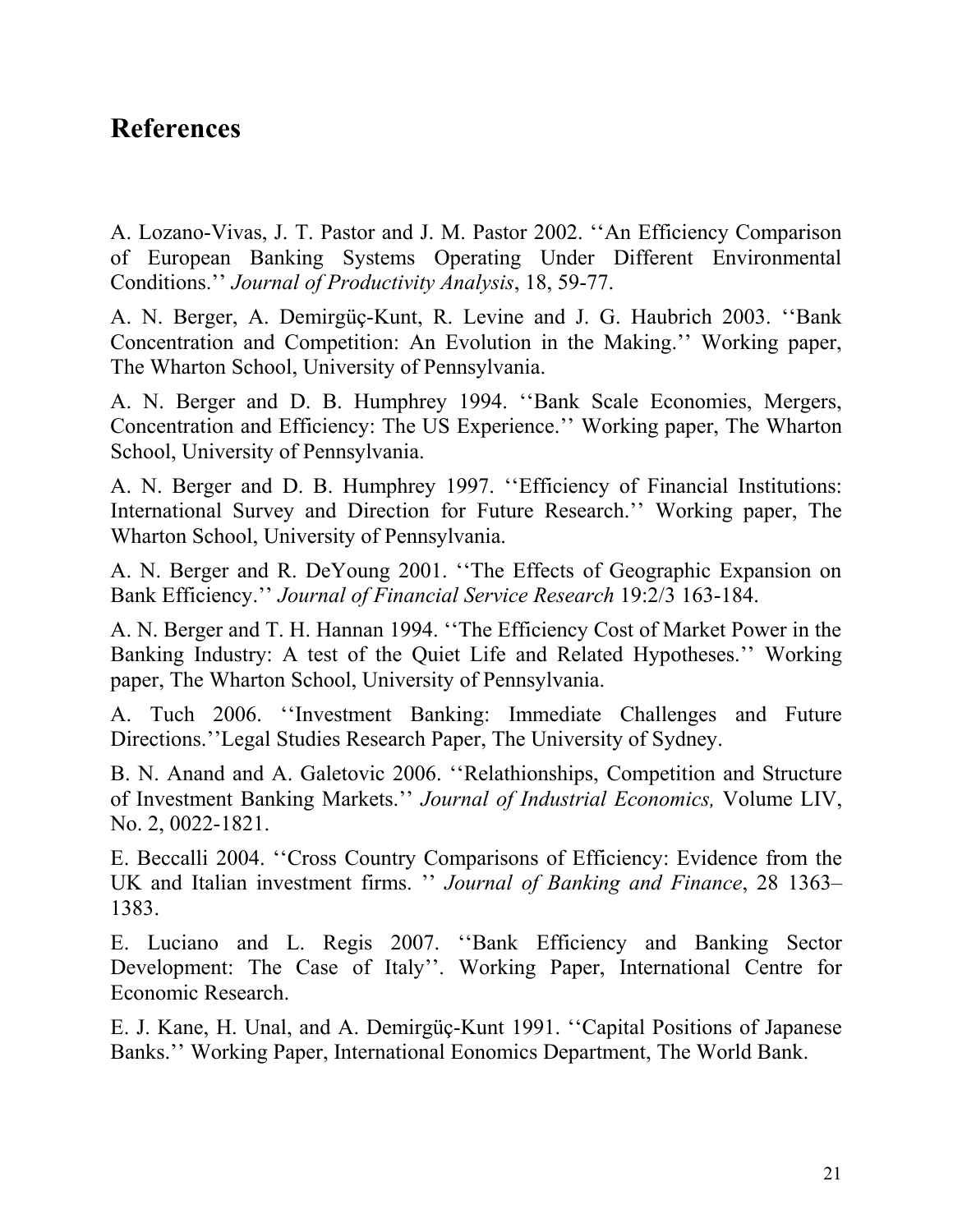## References

A. Lozano-Vivas, J. T. Pastor and J. M. Pastor 2002. ''An Efficiency Comparison of European Banking Systems Operating Under Different Environmental Conditions.'' *Journal of Productivity Analysis*, 18, 59-77.

A. N. Berger, A. Demirgüç-Kunt, R. Levine and J. G. Haubrich 2003. ''Bank Concentration and Competition: An Evolution in the Making.'' Working paper, The Wharton School, University of Pennsylvania.

A. N. Berger and D. B. Humphrey 1994. ''Bank Scale Economies, Mergers, Concentration and Efficiency: The US Experience.'' Working paper, The Wharton School, University of Pennsylvania.

A. N. Berger and D. B. Humphrey 1997. ''Efficiency of Financial Institutions: International Survey and Direction for Future Research.'' Working paper, The Wharton School, University of Pennsylvania.

A. N. Berger and R. DeYoung 2001. ''The Effects of Geographic Expansion on Bank Efficiency.'' *Journal of Financial Service Research* 19:2/3 163-184.

A. N. Berger and T. H. Hannan 1994. ''The Efficiency Cost of Market Power in the Banking Industry: A test of the Quiet Life and Related Hypotheses.'' Working paper, The Wharton School, University of Pennsylvania.

A. Tuch 2006. ''Investment Banking: Immediate Challenges and Future Directions.''Legal Studies Research Paper, The University of Sydney.

B. N. Anand and A. Galetovic 2006. ''Relathionships, Competition and Structure of Investment Banking Markets.'' *Journal of Industrial Economics,* Volume LIV, No. 2, 0022-1821.

E. Beccalli 2004. ''Cross Country Comparisons of Efficiency: Evidence from the UK and Italian investment firms. '' *Journal of Banking and Finance*, 28 1363–1383.

E. Luciano and L. Regis 2007. ''Bank Efficiency and Banking Sector Development: The Case of Italy''. Working Paper, International Centre for Economic Research.

E. J. Kane, H. Unal, and A. Demirgüç-Kunt 1991. ''Capital Positions of Japanese Banks.'' Working Paper, International Eonomics Department, The World Bank.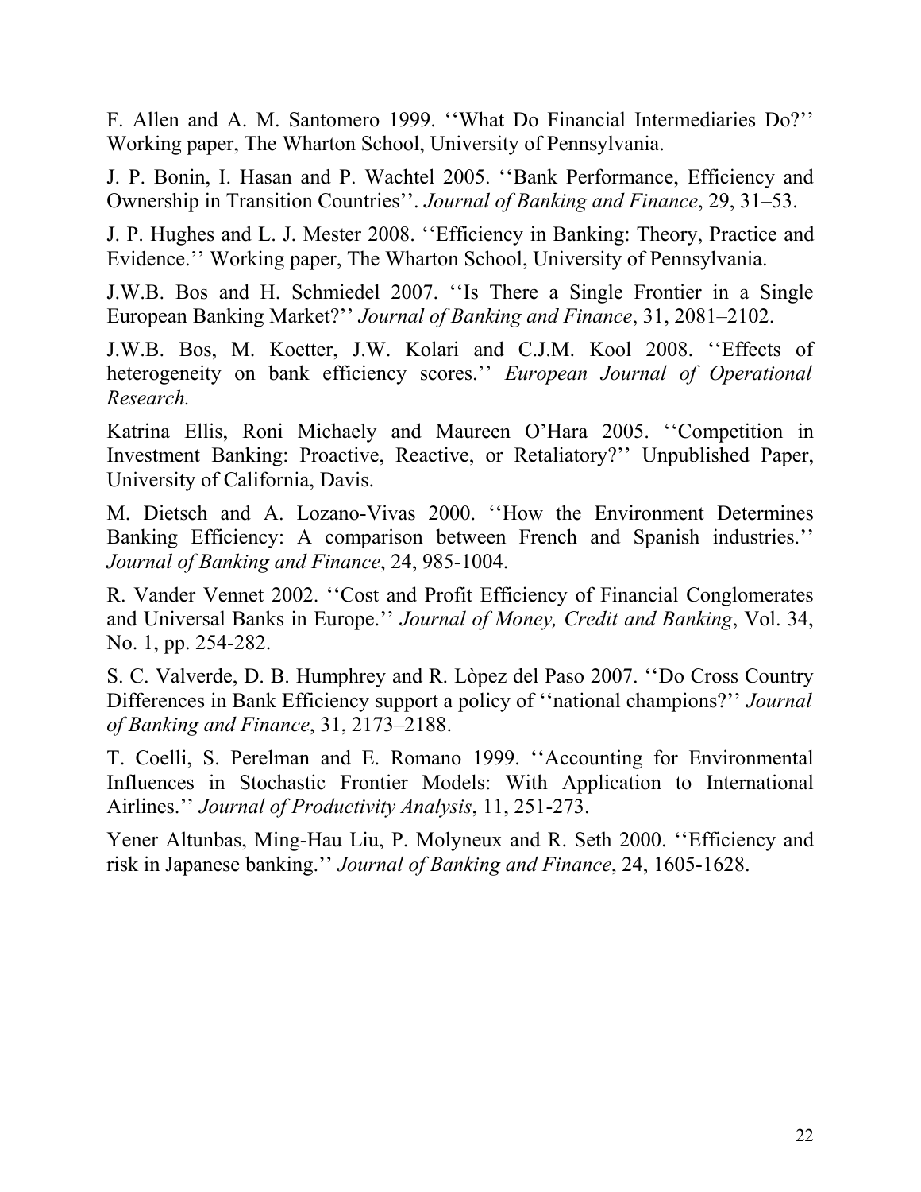F. Allen and A. M. Santomero 1999. ''What Do Financial Intermediaries Do?'' Working paper, The Wharton School, University of Pennsylvania.

J. P. Bonin, I. Hasan and P. Wachtel 2005. ''Bank Performance, Efficiency and Ownership in Transition Countries''. *Journal of Banking and Finance*, 29, 31–53.

J. P. Hughes and L. J. Mester 2008. ''Efficiency in Banking: Theory, Practice and Evidence.'' Working paper, The Wharton School, University of Pennsylvania.

J.W.B. Bos and H. Schmiedel 2007. ''Is There a Single Frontier in a Single European Banking Market?'' *Journal of Banking and Finance*, 31, 2081–2102.

J.W.B. Bos, M. Koetter, J.W. Kolari and C.J.M. Kool 2008. ''Effects of heterogeneity on bank efficiency scores.'' *European Journal of Operational Research.*

Katrina Ellis, Roni Michaely and Maureen O'Hara 2005. ''Competition in Investment Banking: Proactive, Reactive, or Retaliatory?'' Unpublished Paper, University of California, Davis.

M. Dietsch and A. Lozano-Vivas 2000. ''How the Environment Determines Banking Efficiency: A comparison between French and Spanish industries.'' *Journal of Banking and Finance*, 24, 985-1004.

R. Vander Vennet 2002. ''Cost and Profit Efficiency of Financial Conglomerates and Universal Banks in Europe.'' *Journal of Money, Credit and Banking*, Vol. 34, No. 1, pp. 254-282.

S. C. Valverde, D. B. Humphrey and R. Lòpez del Paso 2007. ''Do Cross Country Differences in Bank Efficiency support a policy of ''national champions?'' *Journal of Banking and Finance*, 31, 2173–2188.

T. Coelli, S. Perelman and E. Romano 1999. ''Accounting for Environmental Influences in Stochastic Frontier Models: With Application to International Airlines.'' *Journal of Productivity Analysis*, 11, 251-273.

Yener Altunbas, Ming-Hau Liu, P. Molyneux and R. Seth 2000. ''Efficiency and risk in Japanese banking.'' *Journal of Banking and Finance*, 24, 1605-1628.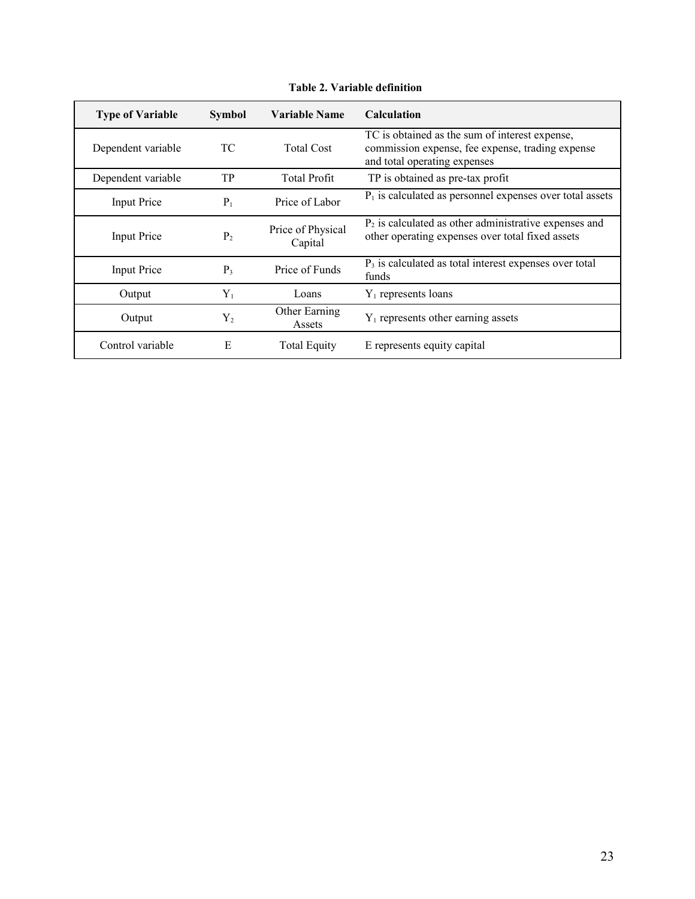**Table 2. Variable definition**

| Type of Variable | Symbol | Variable Name | Calculation |
| --- | --- | --- | --- |
| Dependent variable | TC | Total Cost | TC is obtained as the sum of interest expense, commission expense, fee expense, trading expense and total operating expenses |
| Dependent variable | TP | Total Profit | TP is obtained as pre-tax profit |
| Input Price | $P_1$ | Price of Labor | $P_1$ is calculated as personnel expenses over total assets |
| Input Price | $P_2$ | Price of Physical Capital | $P_2$ is calculated as other administrative expenses and other operating expenses over total fixed assets |
| Input Price | $P_3$ | Price of Funds | $P_3$ is calculated as total interest expenses over total funds |
| Output | $Y_1$ | Loans | $Y_1$ represents loans |
| Output | $Y_2$ | Other Earning Assets | $Y_1$ represents other earning assets |
| Control variable | E | Total Equity | E represents equity capital |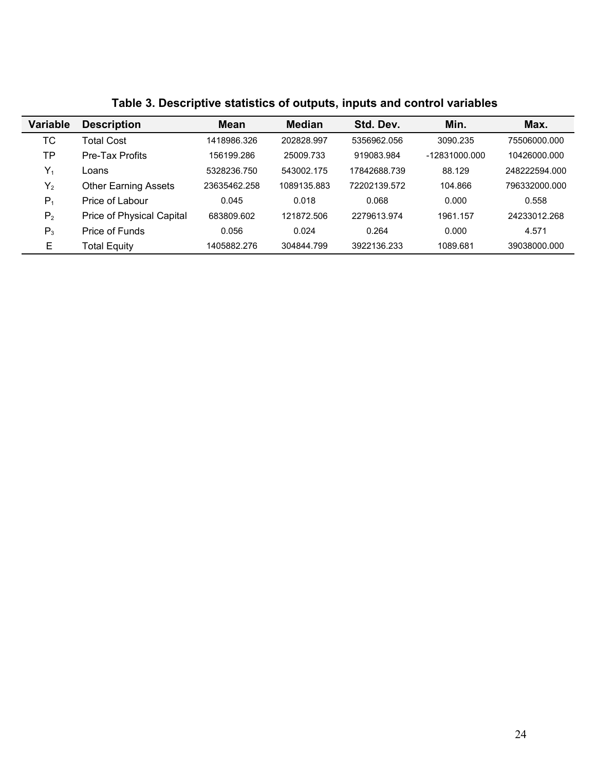**Table 3. Descriptive statistics of outputs, inputs and control variables**

| Variable | Description | Mean | Median | Std. Dev. | Min. | Max. |
|---|---|---|---|---|---|---|
| TC | Total Cost | 1418986.326 | 202828.997 | 5356962.056 | 3090.235 | 75506000.000 |
| TP | Pre-Tax Profits | 156199.286 | 25009.733 | 919083.984 | -12831000.000 | 10426000.000 |
| $Y_1$ | Loans | 5328236.750 | 543002.175 | 17842688.739 | 88.129 | 248222594.000 |
| $Y_2$ | Other Earning Assets | 23635462.258 | 1089135.883 | 72202139.572 | 104.866 | 796332000.000 |
| $P_1$ | Price of Labour | 0.045 | 0.018 | 0.068 | 0.000 | 0.558 |
| $P_2$ | Price of Physical Capital | 683809.602 | 121872.506 | 2279613.974 | 1961.157 | 24233012.268 |
| $P_3$ | Price of Funds | 0.056 | 0.024 | 0.264 | 0.000 | 4.571 |
| E | Total Equity | 1405882.276 | 304844.799 | 3922136.233 | 1089.681 | 39038000.000 |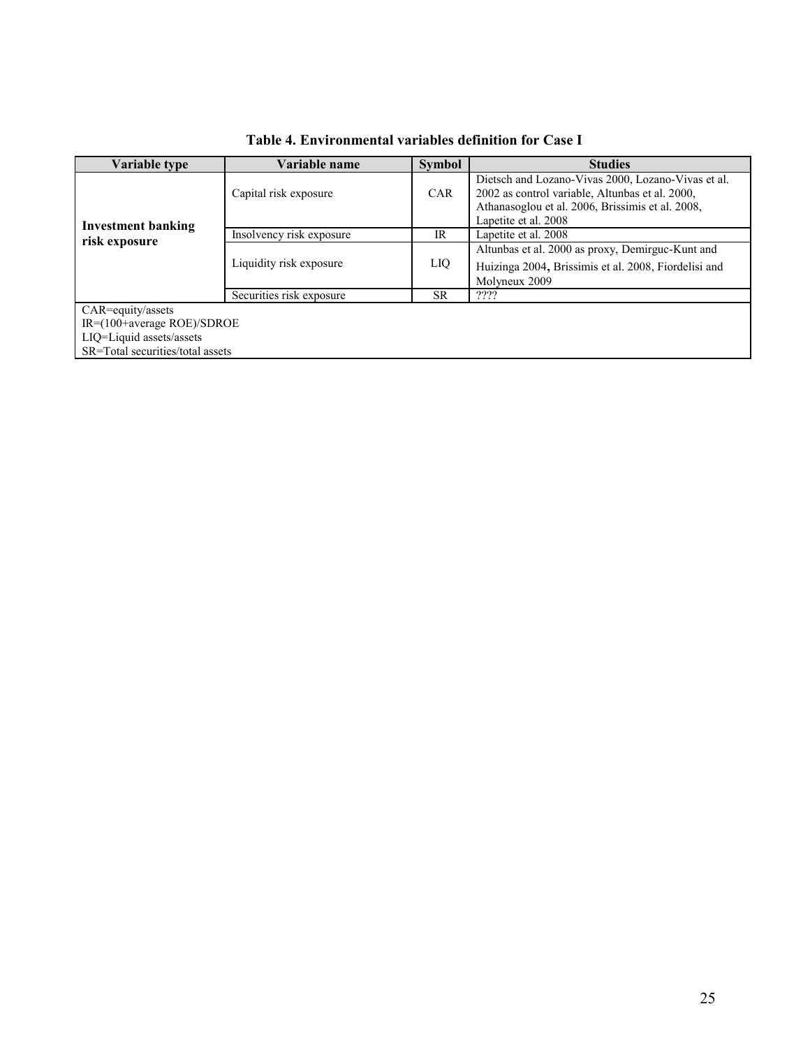**Table 4. Environmental variables definition for Case I**

| Variable type | Variable name | Symbol | Studies |
|---|---|---|---|
| **Investment banking risk exposure** | Capital risk exposure | CAR | Dietsch and Lozano-Vivas 2000, Lozano-Vivas et al. 2002 as control variable, Altunbas et al. 2000, Athanasoglou et al. 2006, Brissimis et al. 2008, Lapetite et al. 2008 |
| | Insolvency risk exposure | IR | Lapetite et al. 2008 |
| | Liquidity risk exposure | LIQ | Altunbas et al. 2000 as proxy, Demirguc-Kunt and Huizinga 2004, Brissimis et al. 2008, Fiordelisi and Molyneux 2009 |
| | Securities risk exposure | SR | ???? |

CAR=equity/assets
IR=(100+average ROE)/SDROE
LIQ=Liquid assets/assets
SR=Total securities/total assets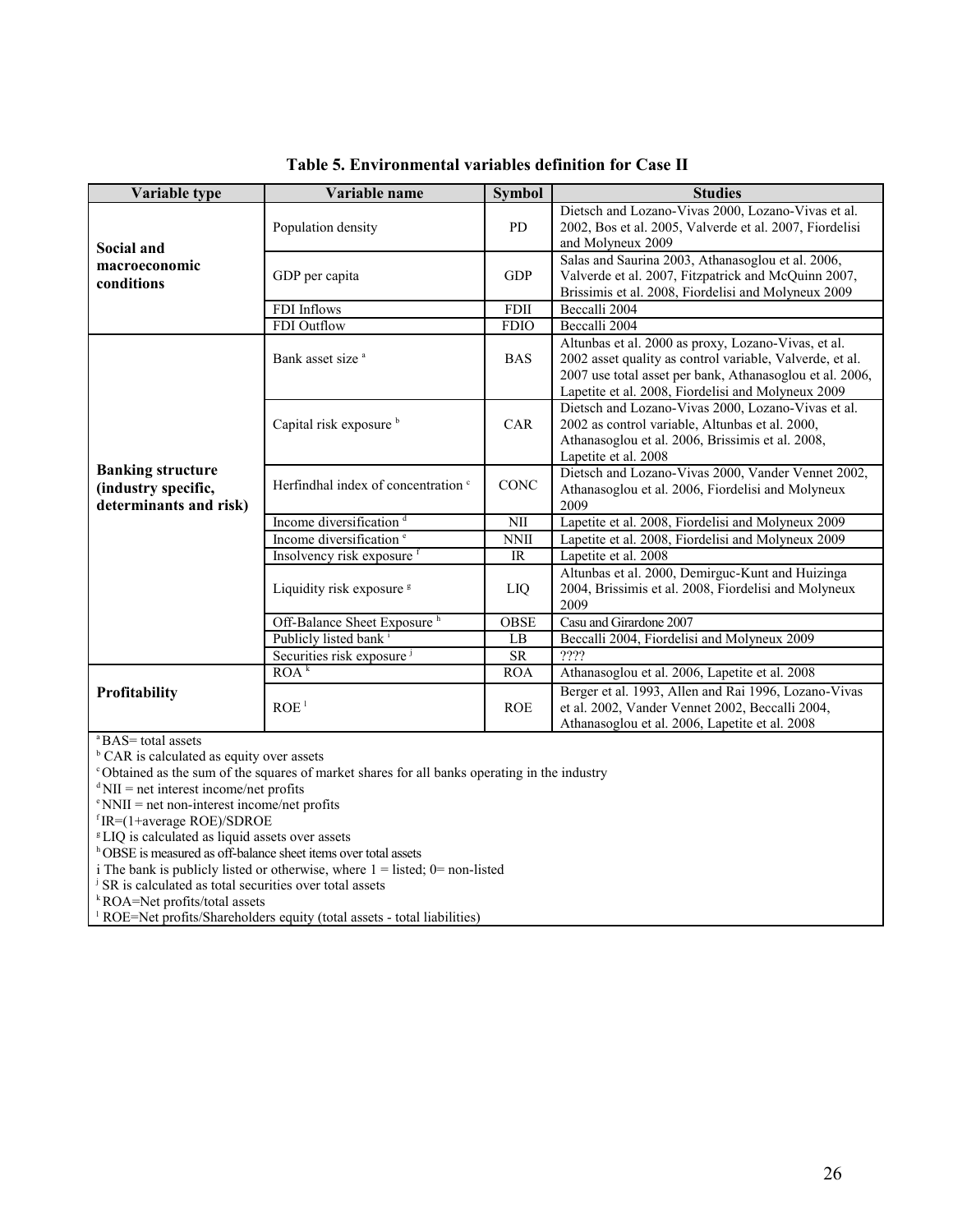**Table 5. Environmental variables definition for Case II**

| Variable type | Variable name | Symbol | Studies |
|---|---|---|---|
| **Social and macroeconomic conditions** | Population density | PD | Dietsch and Lozano-Vivas 2000, Lozano-Vivas et al. 2002, Bos et al. 2005, Valverde et al. 2007, Fiordelisi and Molyneux 2009 |
| | GDP per capita | GDP | Salas and Saurina 2003, Athanasoglou et al. 2006, Valverde et al. 2007, Fitzpatrick and McQuinn 2007, Brissimis et al. 2008, Fiordelisi and Molyneux 2009 |
| | FDI Inflows | FDII | Beccalli 2004 |
| | FDI Outflow | FDIO | Beccalli 2004 |
| **Banking structure (industry specific, determinants and risk)** | Bank asset size [a] | BAS | Altunbas et al. 2000 as proxy, Lozano-Vivas, et al. 2002 asset quality as control variable, Valverde, et al. 2007 use total asset per bank, Athanasoglou et al. 2006, Lapetite et al. 2008, Fiordelisi and Molyneux 2009 |
| | Capital risk exposure [b] | CAR | Dietsch and Lozano-Vivas 2000, Lozano-Vivas et al. 2002 as control variable, Altunbas et al. 2000, Athanasoglou et al. 2006, Brissimis et al. 2008, Lapetite et al. 2008 |
| | Herfindhal index of concentration [c] | CONC | Dietsch and Lozano-Vivas 2000, Vander Vennet 2002, Athanasoglou et al. 2006, Fiordelisi and Molyneux 2009 |
| | Income diversification [d] | NII | Lapetite et al. 2008, Fiordelisi and Molyneux 2009 |
| | Income diversification [e] | NNII | Lapetite et al. 2008, Fiordelisi and Molyneux 2009 |
| | Insolvency risk exposure [f] | IR | Lapetite et al. 2008 |
| | Liquidity risk exposure [g] | LIQ | Altunbas et al. 2000, Demirguc-Kunt and Huizinga 2004, Brissimis et al. 2008, Fiordelisi and Molyneux 2009 |
| | Off-Balance Sheet Exposure [h] | OBSE | Casu and Girardone 2007 |
| | Publicly listed bank [i] | LB | Beccalli 2004, Fiordelisi and Molyneux 2009 |
| | Securities risk exposure [j] | SR | ???? |
| **Profitability** | ROA [k] | ROA | Athanasoglou et al. 2006, Lapetite et al. 2008 |
| | ROE [l] | ROE | Berger et al. 1993, Allen and Rai 1996, Lozano-Vivas et al. 2002, Vander Vennet 2002, Beccalli 2004, Athanasoglou et al. 2006, Lapetite et al. 2008 |

[a] BAS= total assets
[b] CAR is calculated as equity over assets
[c] Obtained as the sum of the squares of market shares for all banks operating in the industry
[d] NII = net interest income/net profits
[e] NNII = net non-interest income/net profits
[f] IR=(1+average ROE)/SDROE
[g] LIQ is calculated as liquid assets over assets
[h] OBSE is measured as off-balance sheet items over total assets
i The bank is publicly listed or otherwise, where 1 = listed; 0= non-listed
[j] SR is calculated as total securities over total assets
[k] ROA=Net profits/total assets
[l] ROE=Net profits/Shareholders equity (total assets - total liabilities)